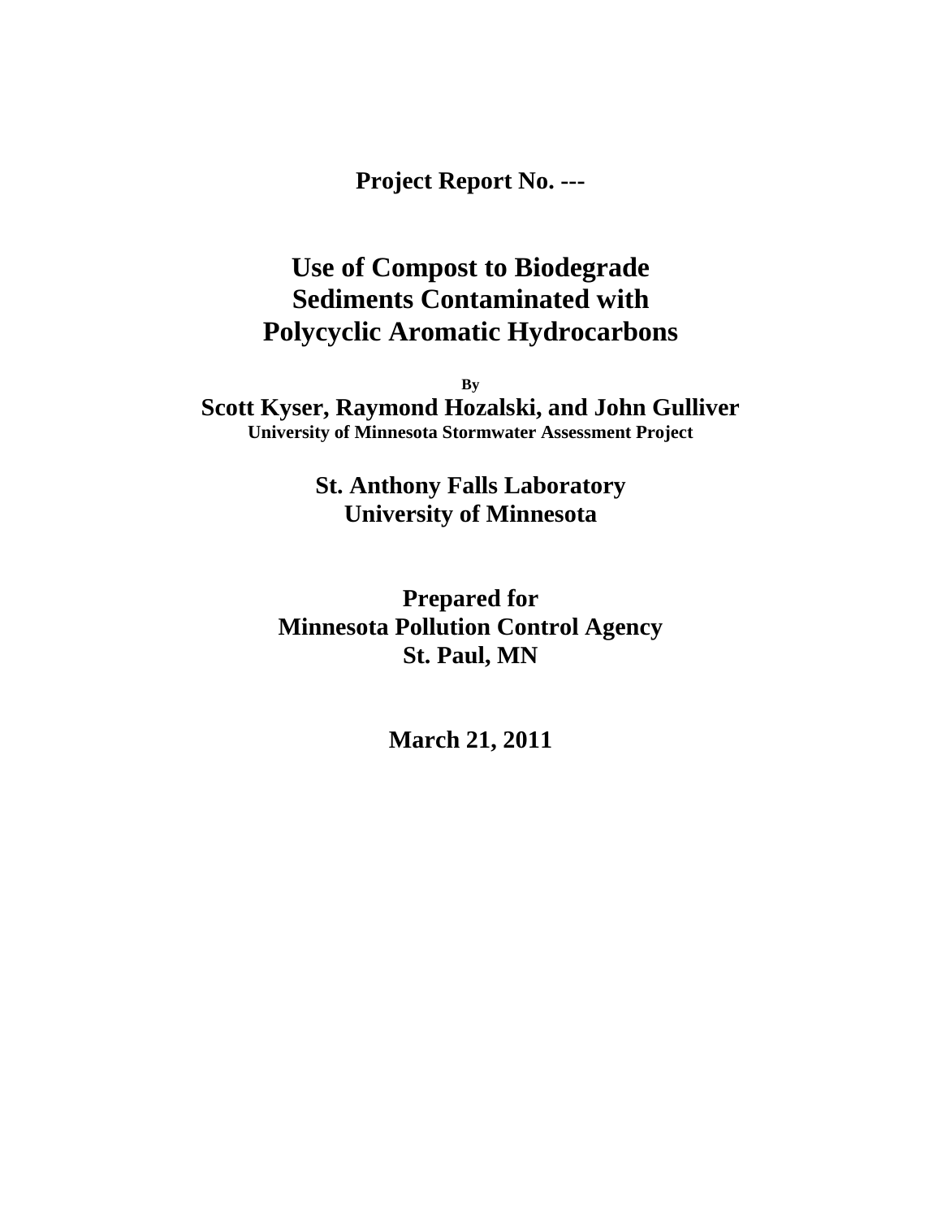**Project Report No. ---**

# Use of Compost to Biodegrade Sediments Contaminated with Polycyclic Aromatic Hydrocarbons

**By**

**Scott Kyser, Raymond Hozalski, and John Gulliver**

**University of Minnesota Stormwater Assessment Project**

**St. Anthony Falls Laboratory**

**University of Minnesota**

**Prepared for**

**Minnesota Pollution Control Agency**

**St. Paul, MN**

**March 21, 2011**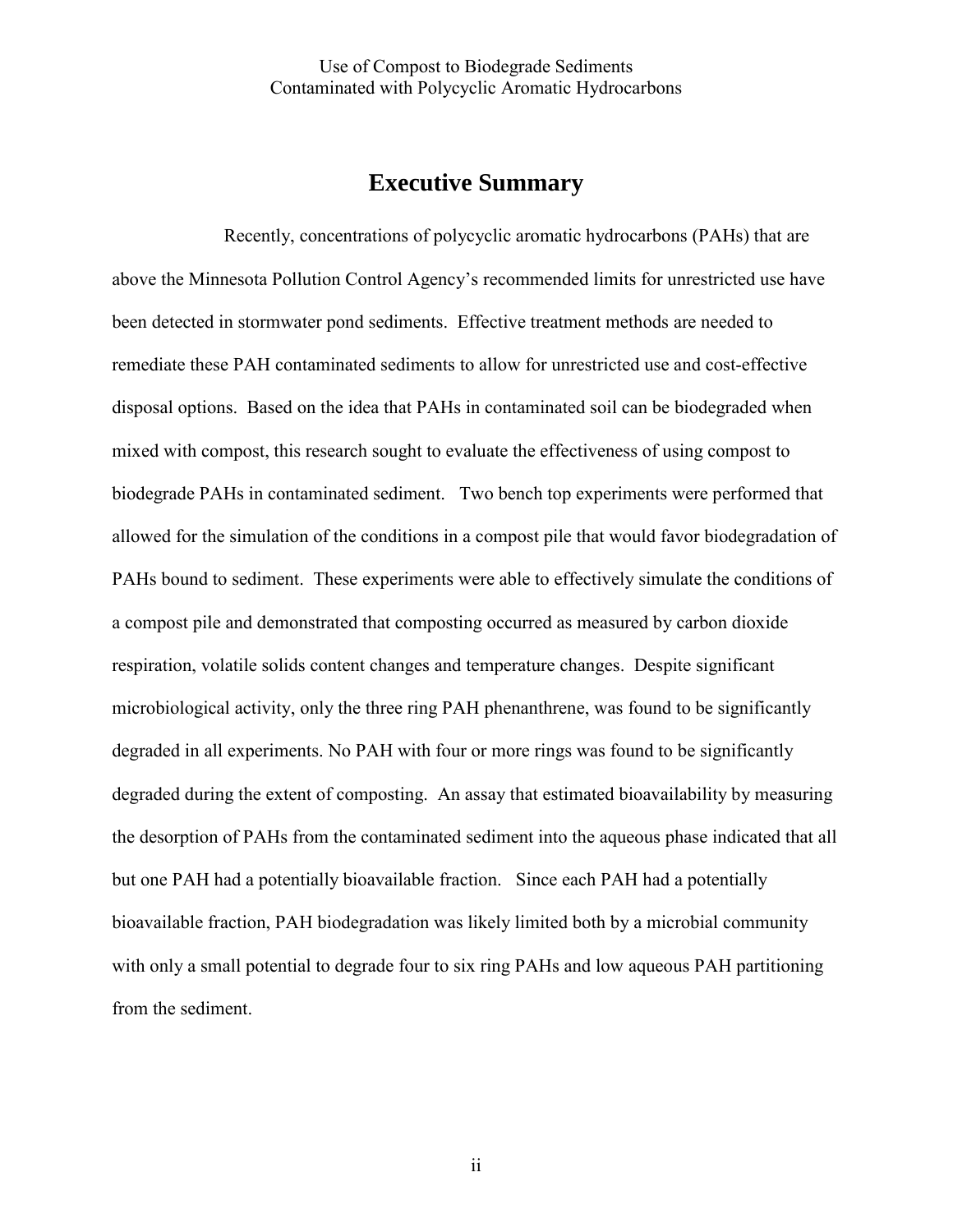# Executive Summary

Recently, concentrations of polycyclic aromatic hydrocarbons (PAHs) that are above the Minnesota Pollution Control Agency's recommended limits for unrestricted use have been detected in stormwater pond sediments. Effective treatment methods are needed to remediate these PAH contaminated sediments to allow for unrestricted use and cost-effective disposal options. Based on the idea that PAHs in contaminated soil can be biodegraded when mixed with compost, this research sought to evaluate the effectiveness of using compost to biodegrade PAHs in contaminated sediment. Two bench top experiments were performed that allowed for the simulation of the conditions in a compost pile that would favor biodegradation of PAHs bound to sediment. These experiments were able to effectively simulate the conditions of a compost pile and demonstrated that composting occurred as measured by carbon dioxide respiration, volatile solids content changes and temperature changes. Despite significant microbiological activity, only the three ring PAH phenanthrene, was found to be significantly degraded in all experiments. No PAH with four or more rings was found to be significantly degraded during the extent of composting. An assay that estimated bioavailability by measuring the desorption of PAHs from the contaminated sediment into the aqueous phase indicated that all but one PAH had a potentially bioavailable fraction. Since each PAH had a potentially bioavailable fraction, PAH biodegradation was likely limited both by a microbial community with only a small potential to degrade four to six ring PAHs and low aqueous PAH partitioning from the sediment.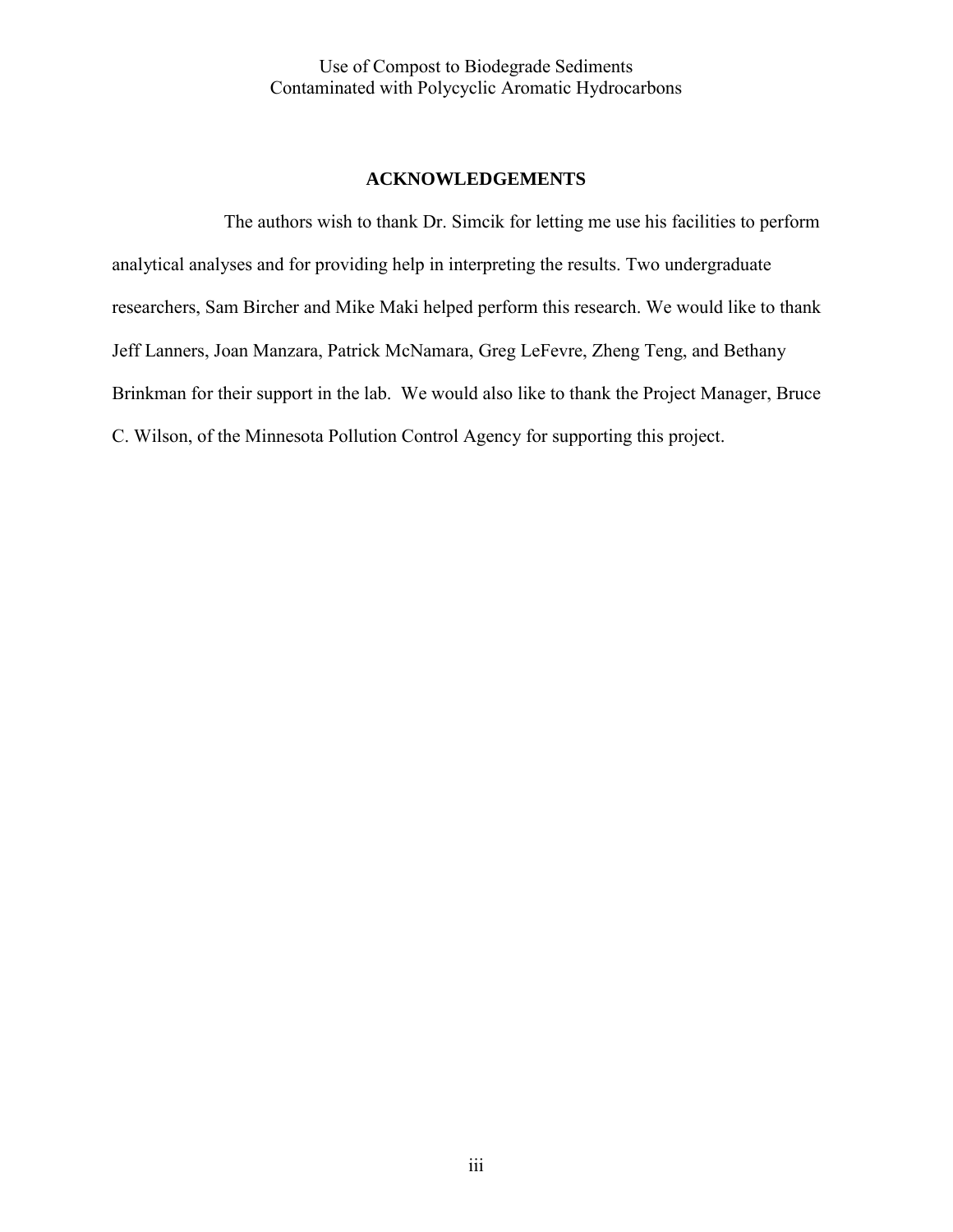## ACKNOWLEDGEMENTS

The authors wish to thank Dr. Simcik for letting me use his facilities to perform analytical analyses and for providing help in interpreting the results. Two undergraduate researchers, Sam Bircher and Mike Maki helped perform this research. We would like to thank Jeff Lanners, Joan Manzara, Patrick McNamara, Greg LeFevre, Zheng Teng, and Bethany Brinkman for their support in the lab. We would also like to thank the Project Manager, Bruce C. Wilson, of the Minnesota Pollution Control Agency for supporting this project.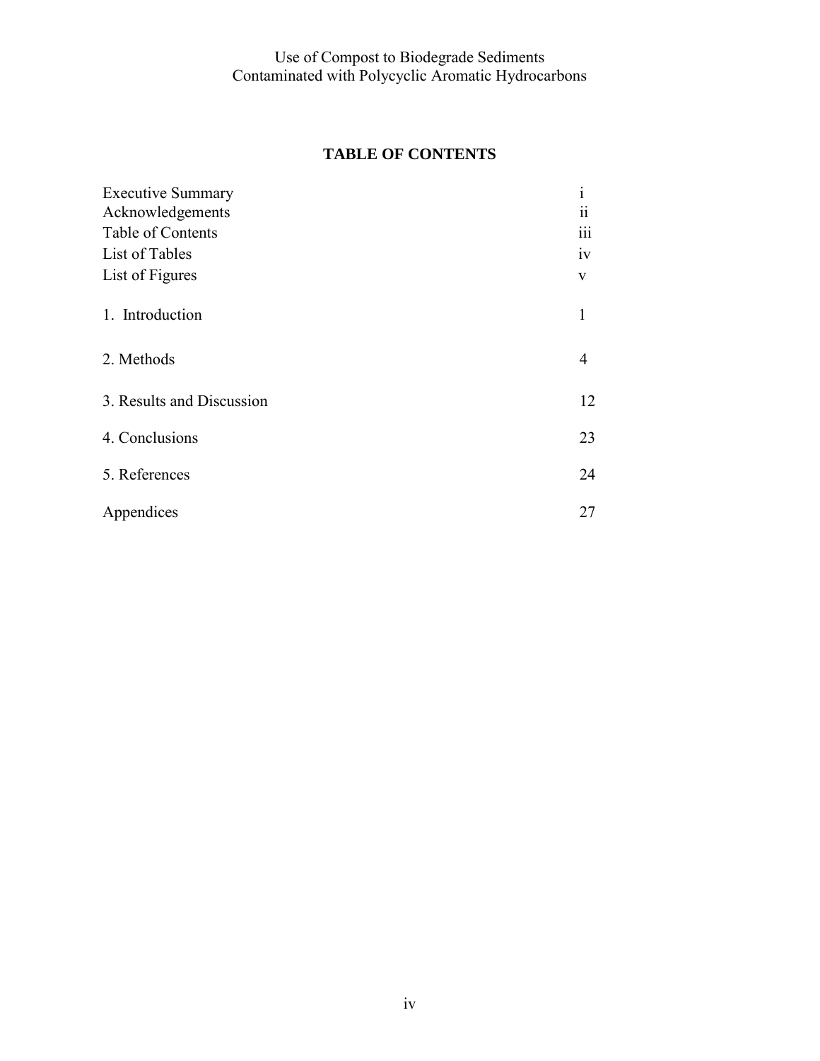## TABLE OF CONTENTS

| | |
|---|---|
| Executive Summary | i |
| Acknowledgements | ii |
| Table of Contents | iii |
| List of Tables | iv |
| List of Figures | v |
| 1. Introduction | 1 |
| 2. Methods | 4 |
| 3. Results and Discussion | 12 |
| 4. Conclusions | 23 |
| 5. References | 24 |
| Appendices | 27 |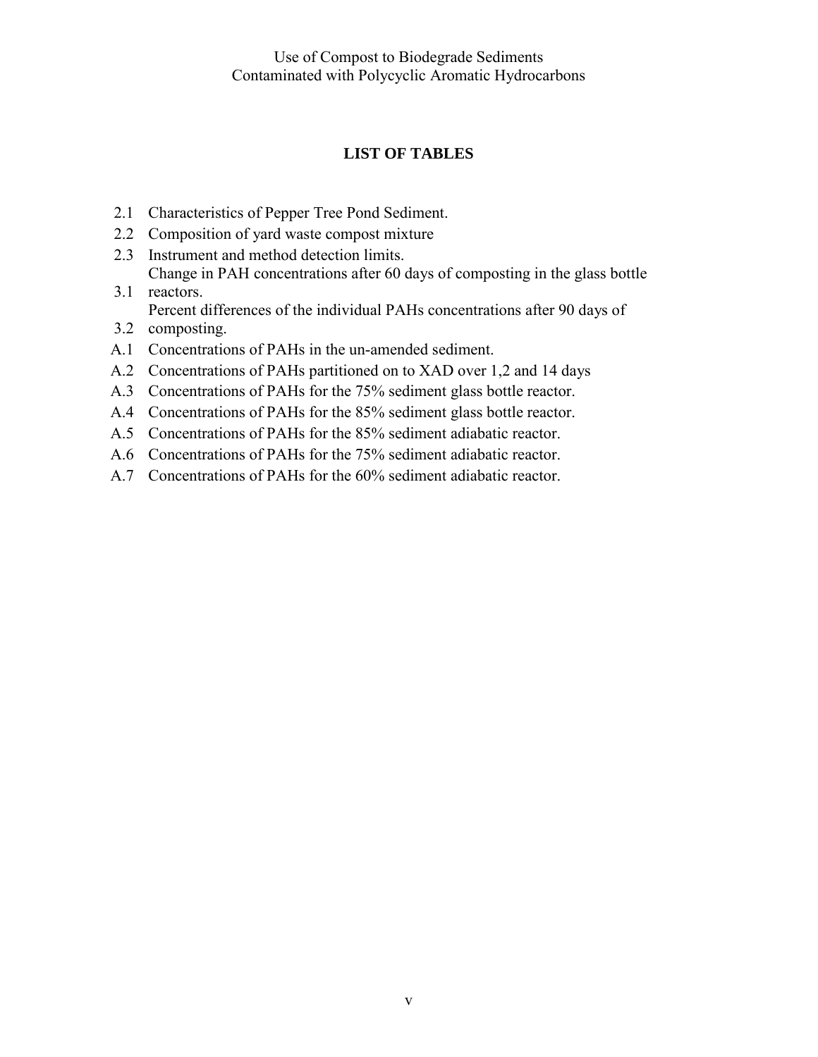## LIST OF TABLES

| | |
|---|---|
| 2.1 | Characteristics of Pepper Tree Pond Sediment. |
| 2.2 | Composition of yard waste compost mixture |
| 2.3 | Instrument and method detection limits. |
| 3.1 | Change in PAH concentrations after 60 days of composting in the glass bottle reactors. |
| 3.2 | Percent differences of the individual PAHs concentrations after 90 days of composting. |
| A.1 | Concentrations of PAHs in the un-amended sediment. |
| A.2 | Concentrations of PAHs partitioned on to XAD over 1,2 and 14 days |
| A.3 | Concentrations of PAHs for the 75% sediment glass bottle reactor. |
| A.4 | Concentrations of PAHs for the 85% sediment glass bottle reactor. |
| A.5 | Concentrations of PAHs for the 85% sediment adiabatic reactor. |
| A.6 | Concentrations of PAHs for the 75% sediment adiabatic reactor. |
| A.7 | Concentrations of PAHs for the 60% sediment adiabatic reactor. |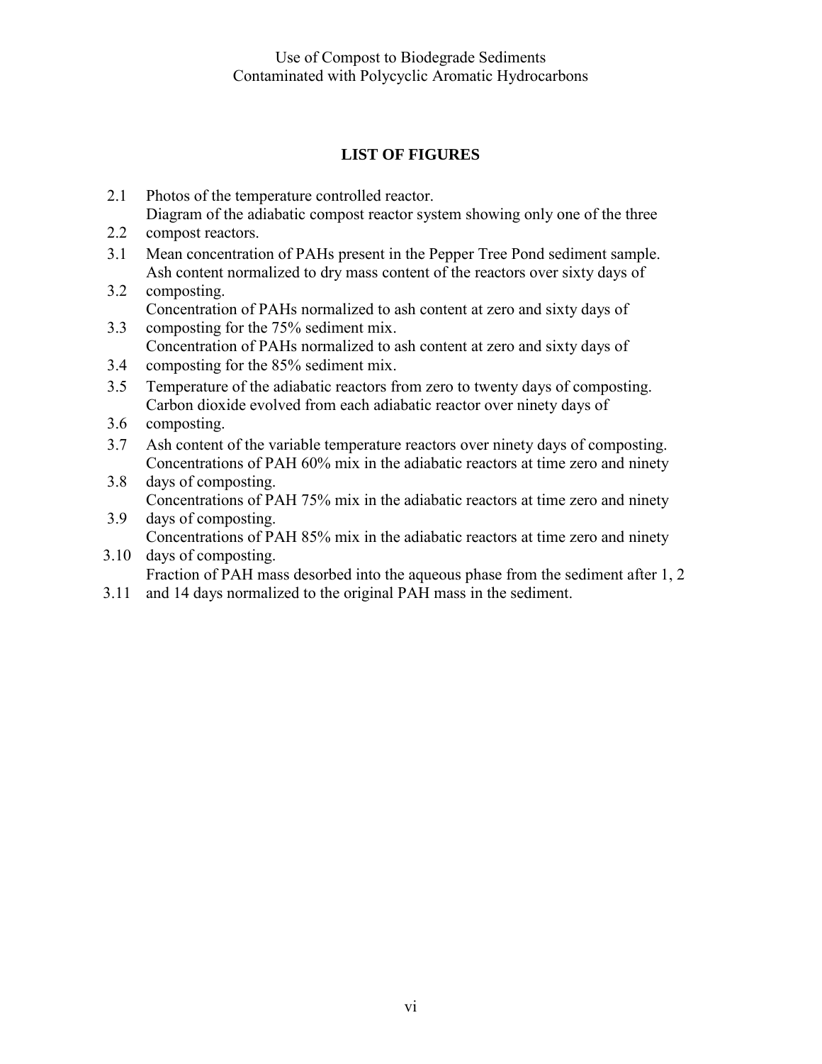## LIST OF FIGURES

| | |
|---|---|
| 2.1 | Photos of the temperature controlled reactor. |
| 2.2 | Diagram of the adiabatic compost reactor system showing only one of the three compost reactors. |
| 3.1 | Mean concentration of PAHs present in the Pepper Tree Pond sediment sample. |
| 3.2 | Ash content normalized to dry mass content of the reactors over sixty days of composting. |
| 3.3 | Concentration of PAHs normalized to ash content at zero and sixty days of composting for the 75% sediment mix. |
| 3.4 | Concentration of PAHs normalized to ash content at zero and sixty days of composting for the 85% sediment mix. |
| 3.5 | Temperature of the adiabatic reactors from zero to twenty days of composting. |
| 3.6 | Carbon dioxide evolved from each adiabatic reactor over ninety days of composting. |
| 3.7 | Ash content of the variable temperature reactors over ninety days of composting. |
| 3.8 | Concentrations of PAH 60% mix in the adiabatic reactors at time zero and ninety days of composting. |
| 3.9 | Concentrations of PAH 75% mix in the adiabatic reactors at time zero and ninety days of composting. |
| 3.10 | Concentrations of PAH 85% mix in the adiabatic reactors at time zero and ninety days of composting. |
| 3.11 | Fraction of PAH mass desorbed into the aqueous phase from the sediment after 1, 2 and 14 days normalized to the original PAH mass in the sediment. |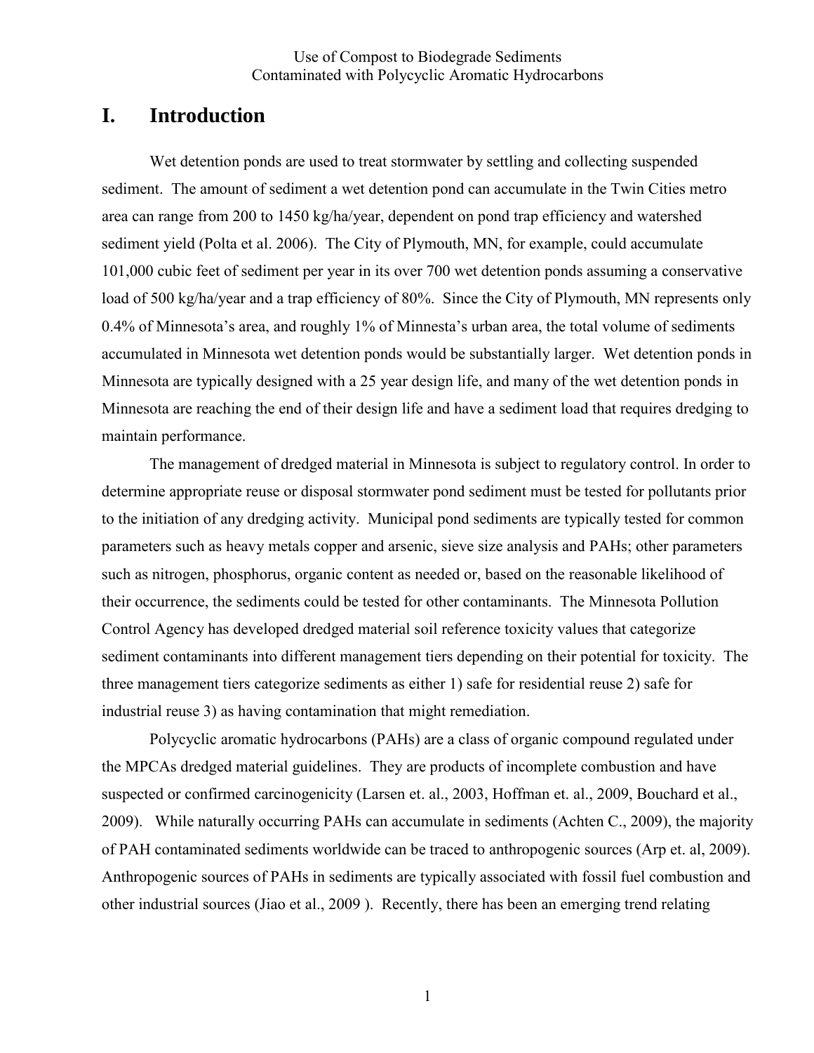# I. Introduction

Wet detention ponds are used to treat stormwater by settling and collecting suspended sediment. The amount of sediment a wet detention pond can accumulate in the Twin Cities metro area can range from 200 to 1450 kg/ha/year, dependent on pond trap efficiency and watershed sediment yield (Polta et al. 2006). The City of Plymouth, MN, for example, could accumulate 101,000 cubic feet of sediment per year in its over 700 wet detention ponds assuming a conservative load of 500 kg/ha/year and a trap efficiency of 80%. Since the City of Plymouth, MN represents only 0.4% of Minnesota's area, and roughly 1% of Minnesta's urban area, the total volume of sediments accumulated in Minnesota wet detention ponds would be substantially larger. Wet detention ponds in Minnesota are typically designed with a 25 year design life, and many of the wet detention ponds in Minnesota are reaching the end of their design life and have a sediment load that requires dredging to maintain performance.

The management of dredged material in Minnesota is subject to regulatory control. In order to determine appropriate reuse or disposal stormwater pond sediment must be tested for pollutants prior to the initiation of any dredging activity. Municipal pond sediments are typically tested for common parameters such as heavy metals copper and arsenic, sieve size analysis and PAHs; other parameters such as nitrogen, phosphorus, organic content as needed or, based on the reasonable likelihood of their occurrence, the sediments could be tested for other contaminants. The Minnesota Pollution Control Agency has developed dredged material soil reference toxicity values that categorize sediment contaminants into different management tiers depending on their potential for toxicity. The three management tiers categorize sediments as either 1) safe for residential reuse 2) safe for industrial reuse 3) as having contamination that might remediation.

Polycyclic aromatic hydrocarbons (PAHs) are a class of organic compound regulated under the MPCAs dredged material guidelines. They are products of incomplete combustion and have suspected or confirmed carcinogenicity (Larsen et. al., 2003, Hoffman et. al., 2009, Bouchard et al., 2009). While naturally occurring PAHs can accumulate in sediments (Achten C., 2009), the majority of PAH contaminated sediments worldwide can be traced to anthropogenic sources (Arp et. al, 2009). Anthropogenic sources of PAHs in sediments are typically associated with fossil fuel combustion and other industrial sources (Jiao et al., 2009 ). Recently, there has been an emerging trend relating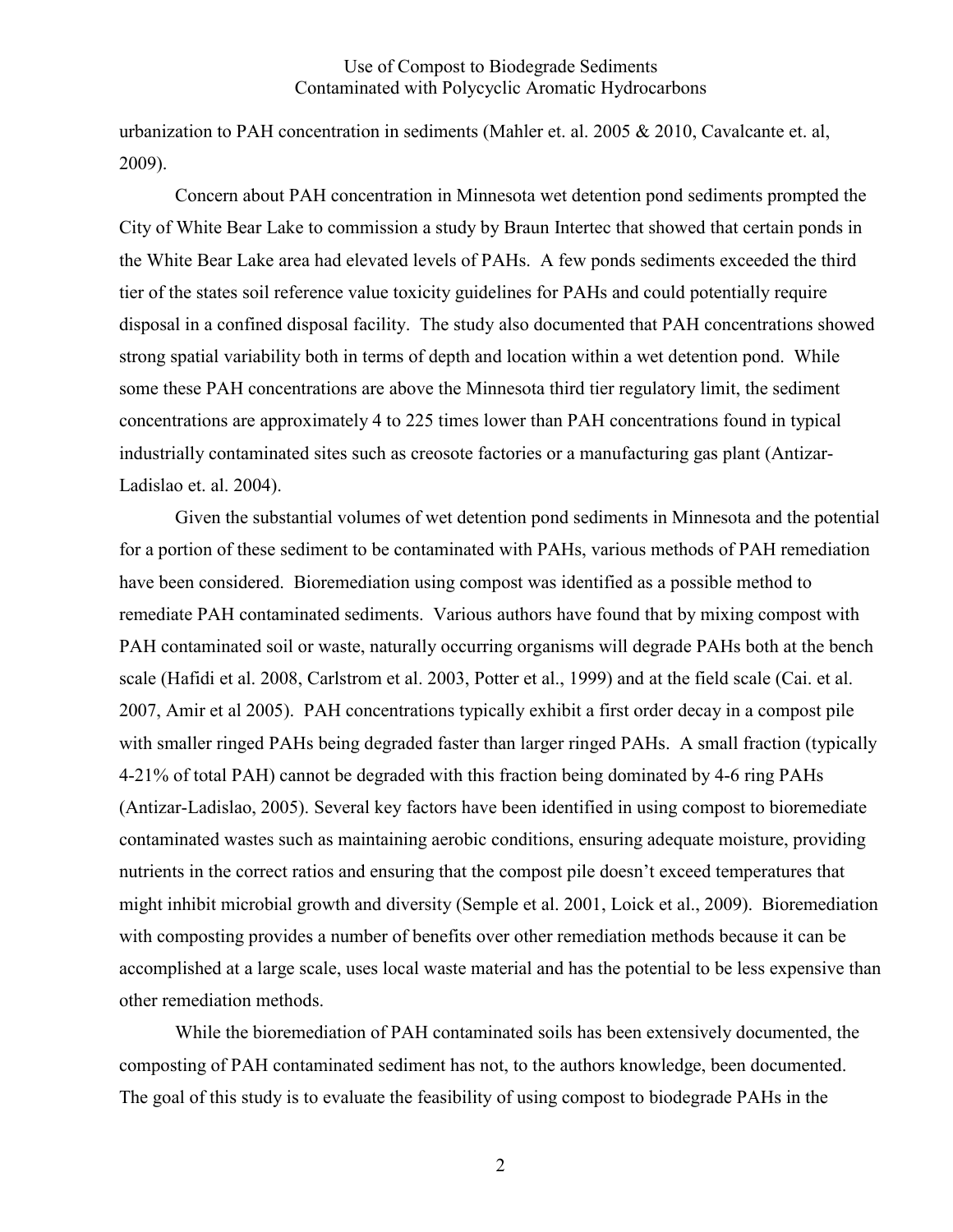urbanization to PAH concentration in sediments (Mahler et. al. 2005 & 2010, Cavalcante et. al, 2009).

Concern about PAH concentration in Minnesota wet detention pond sediments prompted the City of White Bear Lake to commission a study by Braun Intertec that showed that certain ponds in the White Bear Lake area had elevated levels of PAHs. A few ponds sediments exceeded the third tier of the states soil reference value toxicity guidelines for PAHs and could potentially require disposal in a confined disposal facility. The study also documented that PAH concentrations showed strong spatial variability both in terms of depth and location within a wet detention pond. While some these PAH concentrations are above the Minnesota third tier regulatory limit, the sediment concentrations are approximately 4 to 225 times lower than PAH concentrations found in typical industrially contaminated sites such as creosote factories or a manufacturing gas plant (Antizar-Ladislao et. al. 2004).

Given the substantial volumes of wet detention pond sediments in Minnesota and the potential for a portion of these sediment to be contaminated with PAHs, various methods of PAH remediation have been considered. Bioremediation using compost was identified as a possible method to remediate PAH contaminated sediments. Various authors have found that by mixing compost with PAH contaminated soil or waste, naturally occurring organisms will degrade PAHs both at the bench scale (Hafidi et al. 2008, Carlstrom et al. 2003, Potter et al., 1999) and at the field scale (Cai. et al. 2007, Amir et al 2005). PAH concentrations typically exhibit a first order decay in a compost pile with smaller ringed PAHs being degraded faster than larger ringed PAHs. A small fraction (typically 4-21% of total PAH) cannot be degraded with this fraction being dominated by 4-6 ring PAHs (Antizar-Ladislao, 2005). Several key factors have been identified in using compost to bioremediate contaminated wastes such as maintaining aerobic conditions, ensuring adequate moisture, providing nutrients in the correct ratios and ensuring that the compost pile doesn't exceed temperatures that might inhibit microbial growth and diversity (Semple et al. 2001, Loick et al., 2009). Bioremediation with composting provides a number of benefits over other remediation methods because it can be accomplished at a large scale, uses local waste material and has the potential to be less expensive than other remediation methods.

While the bioremediation of PAH contaminated soils has been extensively documented, the composting of PAH contaminated sediment has not, to the authors knowledge, been documented. The goal of this study is to evaluate the feasibility of using compost to biodegrade PAHs in the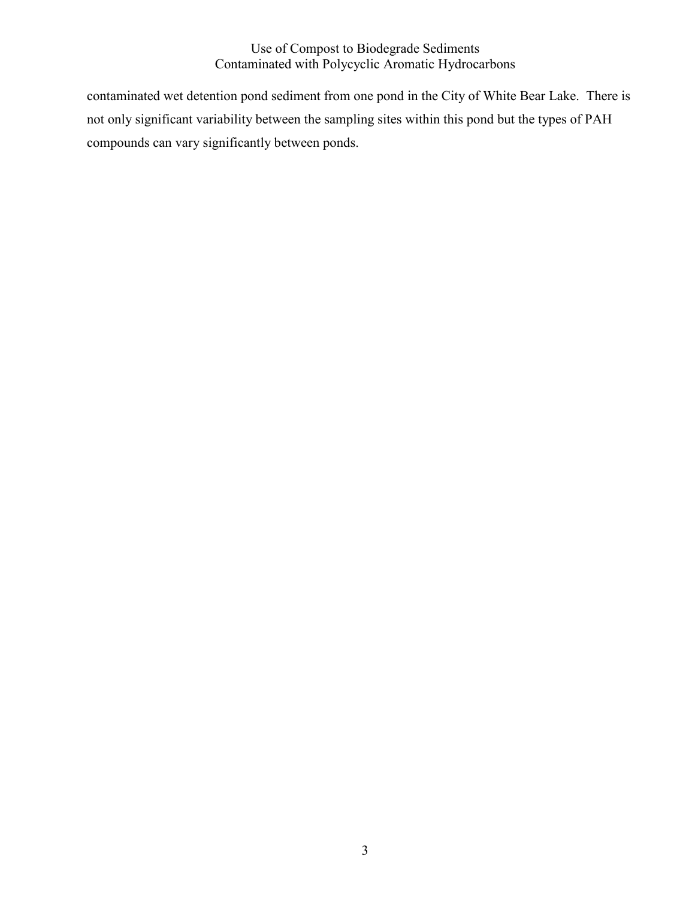contaminated wet detention pond sediment from one pond in the City of White Bear Lake. There is not only significant variability between the sampling sites within this pond but the types of PAH compounds can vary significantly between ponds.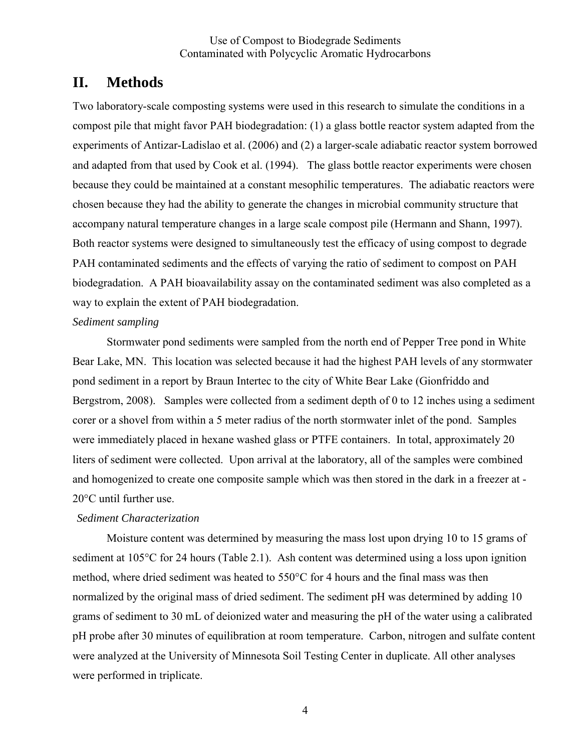## II. Methods

Two laboratory-scale composting systems were used in this research to simulate the conditions in a compost pile that might favor PAH biodegradation: (1) a glass bottle reactor system adapted from the experiments of Antizar-Ladislao et al. (2006) and (2) a larger-scale adiabatic reactor system borrowed and adapted from that used by Cook et al. (1994). The glass bottle reactor experiments were chosen because they could be maintained at a constant mesophilic temperatures. The adiabatic reactors were chosen because they had the ability to generate the changes in microbial community structure that accompany natural temperature changes in a large scale compost pile (Hermann and Shann, 1997). Both reactor systems were designed to simultaneously test the efficacy of using compost to degrade PAH contaminated sediments and the effects of varying the ratio of sediment to compost on PAH biodegradation. A PAH bioavailability assay on the contaminated sediment was also completed as a way to explain the extent of PAH biodegradation.

*Sediment sampling*

Stormwater pond sediments were sampled from the north end of Pepper Tree pond in White Bear Lake, MN. This location was selected because it had the highest PAH levels of any stormwater pond sediment in a report by Braun Intertec to the city of White Bear Lake (Gionfriddo and Bergstrom, 2008). Samples were collected from a sediment depth of 0 to 12 inches using a sediment corer or a shovel from within a 5 meter radius of the north stormwater inlet of the pond. Samples were immediately placed in hexane washed glass or PTFE containers. In total, approximately 20 liters of sediment were collected. Upon arrival at the laboratory, all of the samples were combined and homogenized to create one composite sample which was then stored in the dark in a freezer at -20°C until further use.

*Sediment Characterization*

Moisture content was determined by measuring the mass lost upon drying 10 to 15 grams of sediment at 105°C for 24 hours (Table 2.1). Ash content was determined using a loss upon ignition method, where dried sediment was heated to 550°C for 4 hours and the final mass was then normalized by the original mass of dried sediment. The sediment pH was determined by adding 10 grams of sediment to 30 mL of deionized water and measuring the pH of the water using a calibrated pH probe after 30 minutes of equilibration at room temperature. Carbon, nitrogen and sulfate content were analyzed at the University of Minnesota Soil Testing Center in duplicate. All other analyses were performed in triplicate.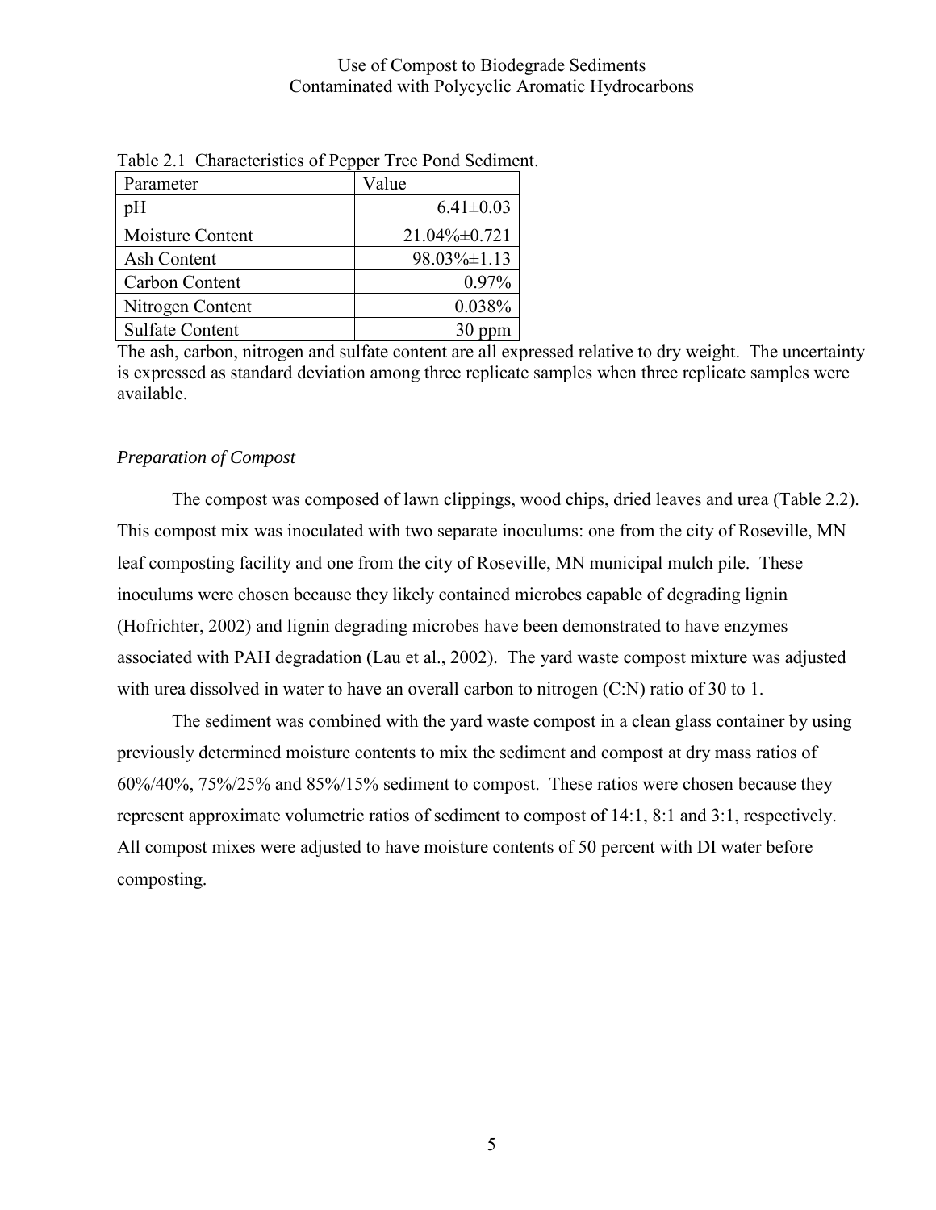Table 2.1 Characteristics of Pepper Tree Pond Sediment.

| Parameter | Value |
|---|---|
| pH | 6.41±0.03 |
| Moisture Content | 21.04%±0.721 |
| Ash Content | 98.03%±1.13 |
| Carbon Content | 0.97% |
| Nitrogen Content | 0.038% |
| Sulfate Content | 30 ppm |

The ash, carbon, nitrogen and sulfate content are all expressed relative to dry weight. The uncertainty is expressed as standard deviation among three replicate samples when three replicate samples were available.

*Preparation of Compost*

The compost was composed of lawn clippings, wood chips, dried leaves and urea (Table 2.2). This compost mix was inoculated with two separate inoculums: one from the city of Roseville, MN leaf composting facility and one from the city of Roseville, MN municipal mulch pile. These inoculums were chosen because they likely contained microbes capable of degrading lignin (Hofrichter, 2002) and lignin degrading microbes have been demonstrated to have enzymes associated with PAH degradation (Lau et al., 2002). The yard waste compost mixture was adjusted with urea dissolved in water to have an overall carbon to nitrogen (C:N) ratio of 30 to 1.

The sediment was combined with the yard waste compost in a clean glass container by using previously determined moisture contents to mix the sediment and compost at dry mass ratios of 60%/40%, 75%/25% and 85%/15% sediment to compost. These ratios were chosen because they represent approximate volumetric ratios of sediment to compost of 14:1, 8:1 and 3:1, respectively. All compost mixes were adjusted to have moisture contents of 50 percent with DI water before composting.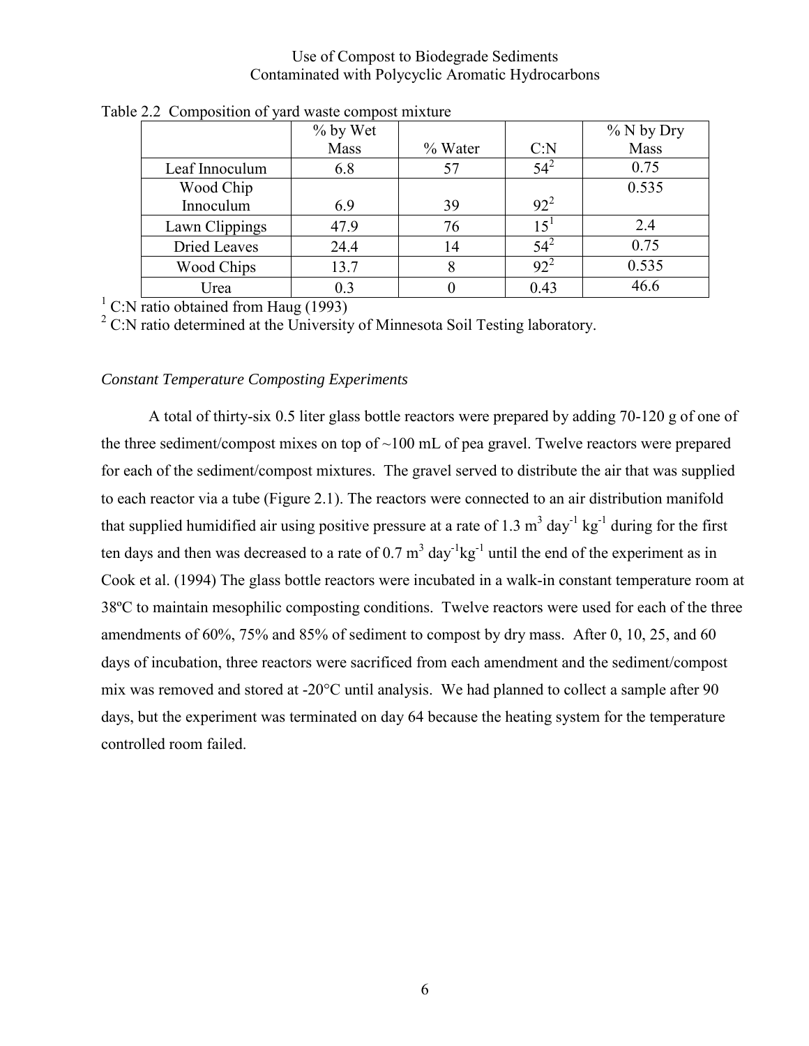Table 2.2 Composition of yard waste compost mixture

| | % by Wet Mass | % Water | C:N | % N by Dry Mass |
|---|---|---|---|---|
| Leaf Innoculum | 6.8 | 57 | 54[2] | 0.75 |
| Wood Chip Innoculum | 6.9 | 39 | 92[2] | 0.535 |
| Lawn Clippings | 47.9 | 76 | 15[1] | 2.4 |
| Dried Leaves | 24.4 | 14 | 54[2] | 0.75 |
| Wood Chips | 13.7 | 8 | 92[2] | 0.535 |
| Urea | 0.3 | 0 | 0.43 | 46.6 |

[1] C:N ratio obtained from Haug (1993)
[2] C:N ratio determined at the University of Minnesota Soil Testing laboratory.

*Constant Temperature Composting Experiments*

A total of thirty-six 0.5 liter glass bottle reactors were prepared by adding 70-120 g of one of the three sediment/compost mixes on top of ~100 mL of pea gravel. Twelve reactors were prepared for each of the sediment/compost mixtures. The gravel served to distribute the air that was supplied to each reactor via a tube (Figure 2.1). The reactors were connected to an air distribution manifold that supplied humidified air using positive pressure at a rate of 1.3 $m^3$ $day^{-1}$ $kg^{-1}$ during for the first ten days and then was decreased to a rate of 0.7 $m^3$ $day^{-1}kg^{-1}$ until the end of the experiment as in Cook et al. (1994) The glass bottle reactors were incubated in a walk-in constant temperature room at 38ºC to maintain mesophilic composting conditions. Twelve reactors were used for each of the three amendments of 60%, 75% and 85% of sediment to compost by dry mass. After 0, 10, 25, and 60 days of incubation, three reactors were sacrificed from each amendment and the sediment/compost mix was removed and stored at -20°C until analysis. We had planned to collect a sample after 90 days, but the experiment was terminated on day 64 because the heating system for the temperature controlled room failed.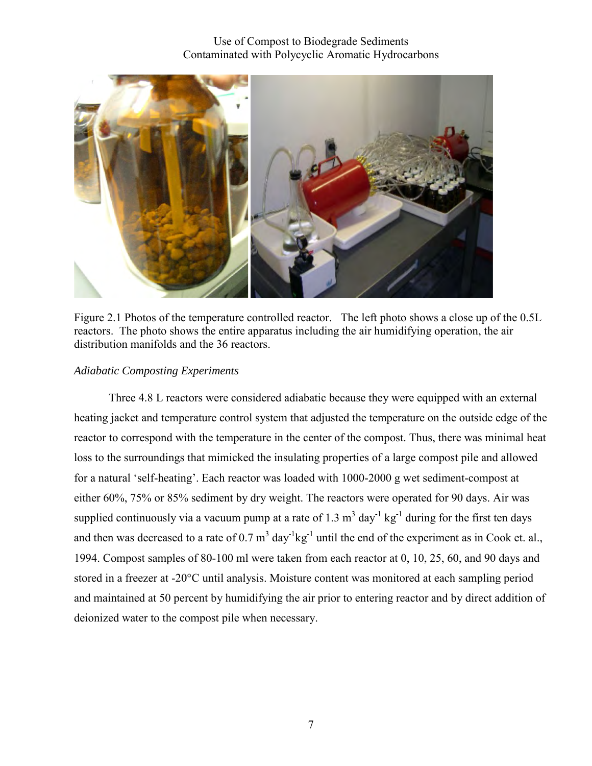Figure 2.1 Photos of the temperature controlled reactor. The left photo shows a close up of the 0.5L reactors. The photo shows the entire apparatus including the air humidifying operation, the air distribution manifolds and the 36 reactors.

*Adiabatic Composting Experiments*

Three 4.8 L reactors were considered adiabatic because they were equipped with an external heating jacket and temperature control system that adjusted the temperature on the outside edge of the reactor to correspond with the temperature in the center of the compost. Thus, there was minimal heat loss to the surroundings that mimicked the insulating properties of a large compost pile and allowed for a natural 'self-heating'. Each reactor was loaded with 1000-2000 g wet sediment-compost at either 60%, 75% or 85% sediment by dry weight. The reactors were operated for 90 days. Air was supplied continuously via a vacuum pump at a rate of 1.3 $m^3$ $day^{-1}$ $kg^{-1}$ during for the first ten days and then was decreased to a rate of 0.7 $m^3$ $day^{-1}kg^{-1}$ until the end of the experiment as in Cook et. al., 1994. Compost samples of 80-100 ml were taken from each reactor at 0, 10, 25, 60, and 90 days and stored in a freezer at -20°C until analysis. Moisture content was monitored at each sampling period and maintained at 50 percent by humidifying the air prior to entering reactor and by direct addition of deionized water to the compost pile when necessary.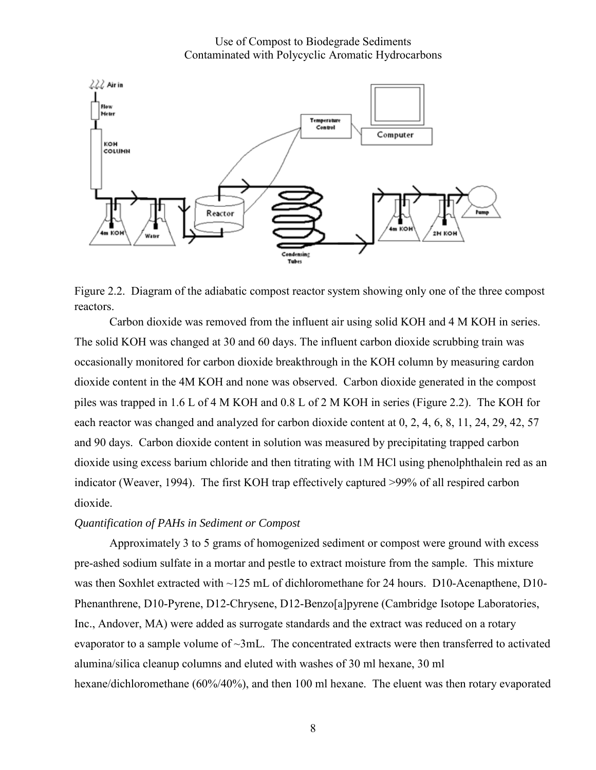Figure 2.2. Diagram of the adiabatic compost reactor system showing only one of the three compost reactors.

Carbon dioxide was removed from the influent air using solid KOH and 4 M KOH in series. The solid KOH was changed at 30 and 60 days. The influent carbon dioxide scrubbing train was occasionally monitored for carbon dioxide breakthrough in the KOH column by measuring cardon dioxide content in the 4M KOH and none was observed. Carbon dioxide generated in the compost piles was trapped in 1.6 L of 4 M KOH and 0.8 L of 2 M KOH in series (Figure 2.2). The KOH for each reactor was changed and analyzed for carbon dioxide content at 0, 2, 4, 6, 8, 11, 24, 29, 42, 57 and 90 days. Carbon dioxide content in solution was measured by precipitating trapped carbon dioxide using excess barium chloride and then titrating with 1M HCl using phenolphthalein red as an indicator (Weaver, 1994). The first KOH trap effectively captured >99% of all respired carbon dioxide.

*Quantification of PAHs in Sediment or Compost*

Approximately 3 to 5 grams of homogenized sediment or compost were ground with excess pre-ashed sodium sulfate in a mortar and pestle to extract moisture from the sample. This mixture was then Soxhlet extracted with ~125 mL of dichloromethane for 24 hours. D10-Acenapthene, D10-Phenanthrene, D10-Pyrene, D12-Chrysene, D12-Benzo[a]pyrene (Cambridge Isotope Laboratories, Inc., Andover, MA) were added as surrogate standards and the extract was reduced on a rotary evaporator to a sample volume of ~3mL. The concentrated extracts were then transferred to activated alumina/silica cleanup columns and eluted with washes of 30 ml hexane, 30 ml hexane/dichloromethane (60%/40%), and then 100 ml hexane. The eluent was then rotary evaporated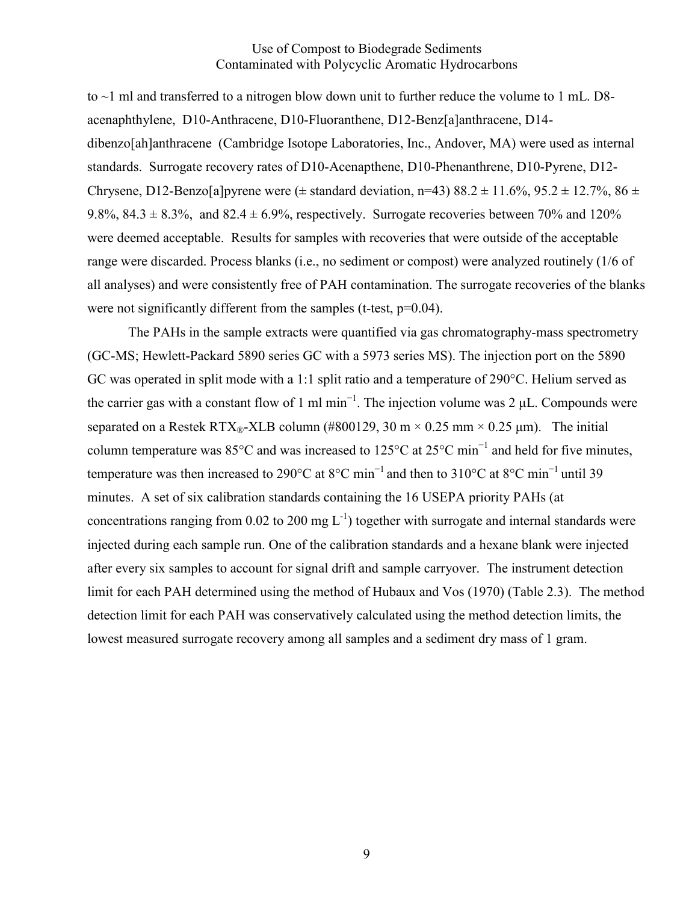to ~1 ml and transferred to a nitrogen blow down unit to further reduce the volume to 1 mL. D8-acenaphthylene, D10-Anthracene, D10-Fluoranthene, D12-Benz[a]anthracene, D14-dibenzo[ah]anthracene (Cambridge Isotope Laboratories, Inc., Andover, MA) were used as internal standards. Surrogate recovery rates of D10-Acenapthene, D10-Phenanthrene, D10-Pyrene, D12-Chrysene, D12-Benzo[a]pyrene were (± standard deviation, n=43) 88.2 ± 11.6%, 95.2 ± 12.7%, 86 ± 9.8%, 84.3 ± 8.3%, and 82.4 ± 6.9%, respectively. Surrogate recoveries between 70% and 120% were deemed acceptable. Results for samples with recoveries that were outside of the acceptable range were discarded. Process blanks (i.e., no sediment or compost) were analyzed routinely (1/6 of all analyses) and were consistently free of PAH contamination. The surrogate recoveries of the blanks were not significantly different from the samples (t-test, $p=0.04$).

The PAHs in the sample extracts were quantified via gas chromatography-mass spectrometry (GC-MS; Hewlett-Packard 5890 series GC with a 5973 series MS). The injection port on the 5890 GC was operated in split mode with a 1:1 split ratio and a temperature of 290°C. Helium served as the carrier gas with a constant flow of 1 ml $min^{-1}$. The injection volume was 2 μL. Compounds were separated on a Restek RTX®-XLB column (#800129, 30 m × 0.25 mm × 0.25 μm). The initial column temperature was 85°C and was increased to 125°C at 25°C $min^{-1}$ and held for five minutes, temperature was then increased to 290°C at 8°C $min^{-1}$ and then to 310°C at 8°C $min^{-1}$ until 39 minutes. A set of six calibration standards containing the 16 USEPA priority PAHs (at concentrations ranging from 0.02 to 200 mg $L^{-1}$) together with surrogate and internal standards were injected during each sample run. One of the calibration standards and a hexane blank were injected after every six samples to account for signal drift and sample carryover. The instrument detection limit for each PAH determined using the method of Hubaux and Vos (1970) (Table 2.3). The method detection limit for each PAH was conservatively calculated using the method detection limits, the lowest measured surrogate recovery among all samples and a sediment dry mass of 1 gram.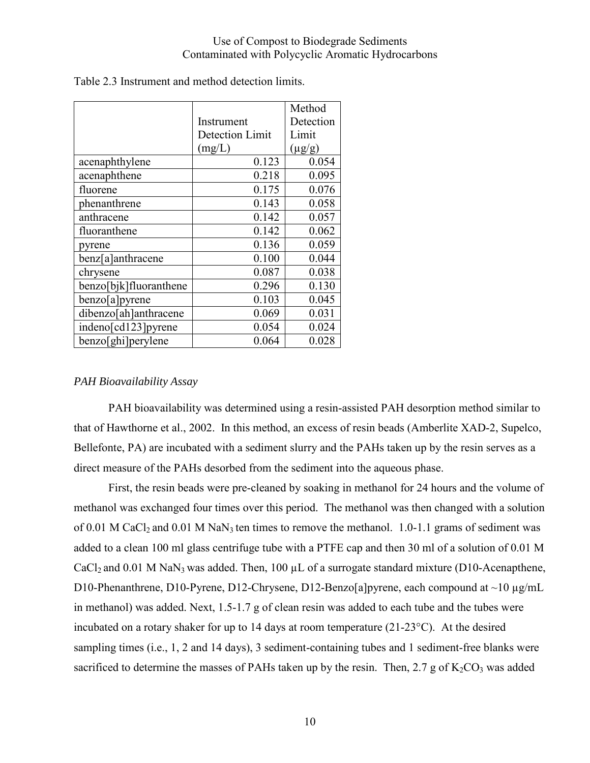Table 2.3 Instrument and method detection limits.

| | Instrument Detection Limit (mg/L) | Method Detection Limit (µg/g) |
|---|---|---|
| acenaphthylene | 0.123 | 0.054 |
| acenaphthene | 0.218 | 0.095 |
| fluorene | 0.175 | 0.076 |
| phenanthrene | 0.143 | 0.058 |
| anthracene | 0.142 | 0.057 |
| fluoranthene | 0.142 | 0.062 |
| pyrene | 0.136 | 0.059 |
| benz[a]anthracene | 0.100 | 0.044 |
| chrysene | 0.087 | 0.038 |
| benzo[bjk]fluoranthene | 0.296 | 0.130 |
| benzo[a]pyrene | 0.103 | 0.045 |
| dibenzo[ah]anthracene | 0.069 | 0.031 |
| indeno[cd123]pyrene | 0.054 | 0.024 |
| benzo[ghi]perylene | 0.064 | 0.028 |

*PAH Bioavailability Assay*

PAH bioavailability was determined using a resin-assisted PAH desorption method similar to that of Hawthorne et al., 2002. In this method, an excess of resin beads (Amberlite XAD-2, Supelco, Bellefonte, PA) are incubated with a sediment slurry and the PAHs taken up by the resin serves as a direct measure of the PAHs desorbed from the sediment into the aqueous phase.

First, the resin beads were pre-cleaned by soaking in methanol for 24 hours and the volume of methanol was exchanged four times over this period. The methanol was then changed with a solution of 0.01 M $CaCl_2$ and 0.01 M $NaN_3$ ten times to remove the methanol. 1.0-1.1 grams of sediment was added to a clean 100 ml glass centrifuge tube with a PTFE cap and then 30 ml of a solution of 0.01 M $CaCl_2$ and 0.01 M $NaN_3$ was added. Then, 100 µL of a surrogate standard mixture (D10-Acenapthene, D10-Phenanthrene, D10-Pyrene, D12-Chrysene, D12-Benzo[a]pyrene, each compound at ~10 µg/mL in methanol) was added. Next, 1.5-1.7 g of clean resin was added to each tube and the tubes were incubated on a rotary shaker for up to 14 days at room temperature (21-23°C). At the desired sampling times (i.e., 1, 2 and 14 days), 3 sediment-containing tubes and 1 sediment-free blanks were sacrificed to determine the masses of PAHs taken up by the resin. Then, 2.7 g of $K_2CO_3$ was added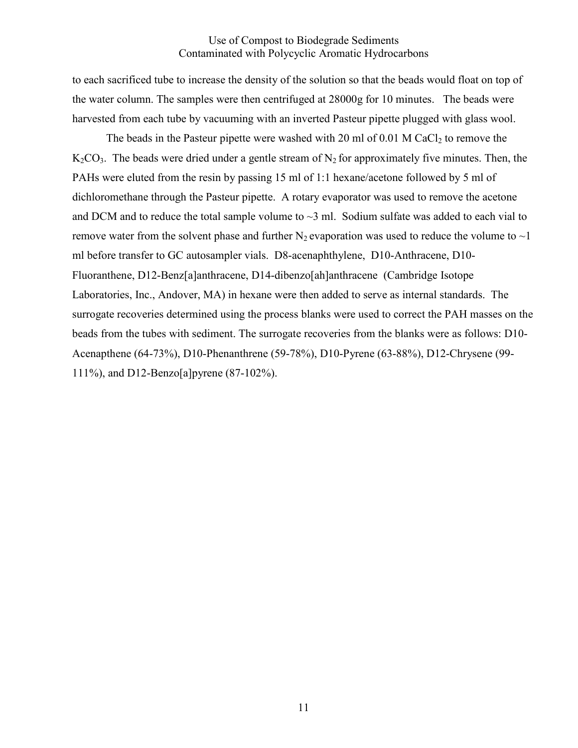to each sacrificed tube to increase the density of the solution so that the beads would float on top of the water column. The samples were then centrifuged at 28000g for 10 minutes. The beads were harvested from each tube by vacuuming with an inverted Pasteur pipette plugged with glass wool.

The beads in the Pasteur pipette were washed with 20 ml of 0.01 M $CaCl_2$ to remove the $K_2CO_3$. The beads were dried under a gentle stream of $N_2$ for approximately five minutes. Then, the PAHs were eluted from the resin by passing 15 ml of 1:1 hexane/acetone followed by 5 ml of dichloromethane through the Pasteur pipette. A rotary evaporator was used to remove the acetone and DCM and to reduce the total sample volume to ~3 ml. Sodium sulfate was added to each vial to remove water from the solvent phase and further $N_2$ evaporation was used to reduce the volume to ~1 ml before transfer to GC autosampler vials. D8-acenaphthylene, D10-Anthracene, D10-Fluoranthene, D12-Benz[a]anthracene, D14-dibenzo[ah]anthracene (Cambridge Isotope Laboratories, Inc., Andover, MA) in hexane were then added to serve as internal standards. The surrogate recoveries determined using the process blanks were used to correct the PAH masses on the beads from the tubes with sediment. The surrogate recoveries from the blanks were as follows: D10-Acenapthene (64-73%), D10-Phenanthrene (59-78%), D10-Pyrene (63-88%), D12-Chrysene (99-111%), and D12-Benzo[a]pyrene (87-102%).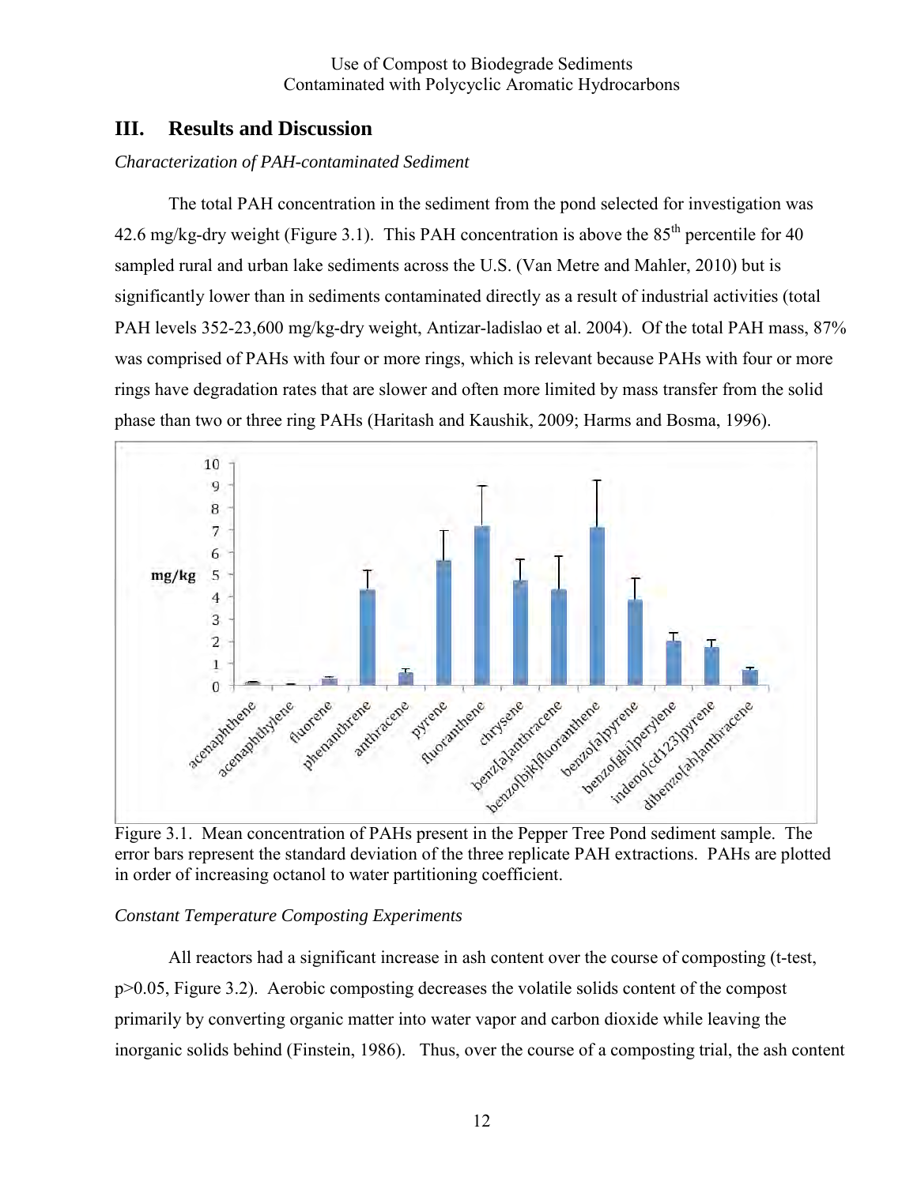## III. Results and Discussion

*Characterization of PAH-contaminated Sediment*

The total PAH concentration in the sediment from the pond selected for investigation was 42.6 mg/kg-dry weight (Figure 3.1). This PAH concentration is above the 85[th] percentile for 40 sampled rural and urban lake sediments across the U.S. (Van Metre and Mahler, 2010) but is significantly lower than in sediments contaminated directly as a result of industrial activities (total PAH levels 352-23,600 mg/kg-dry weight, Antizar-ladislao et al. 2004). Of the total PAH mass, 87% was comprised of PAHs with four or more rings, which is relevant because PAHs with four or more rings have degradation rates that are slower and often more limited by mass transfer from the solid phase than two or three ring PAHs (Haritash and Kaushik, 2009; Harms and Bosma, 1996).

Figure 3.1. Mean concentration of PAHs present in the Pepper Tree Pond sediment sample. The error bars represent the standard deviation of the three replicate PAH extractions. PAHs are plotted in order of increasing octanol to water partitioning coefficient.

*Constant Temperature Composting Experiments*

All reactors had a significant increase in ash content over the course of composting (t-test, $p>0.05$, Figure 3.2). Aerobic composting decreases the volatile solids content of the compost primarily by converting organic matter into water vapor and carbon dioxide while leaving the inorganic solids behind (Finstein, 1986). Thus, over the course of a composting trial, the ash content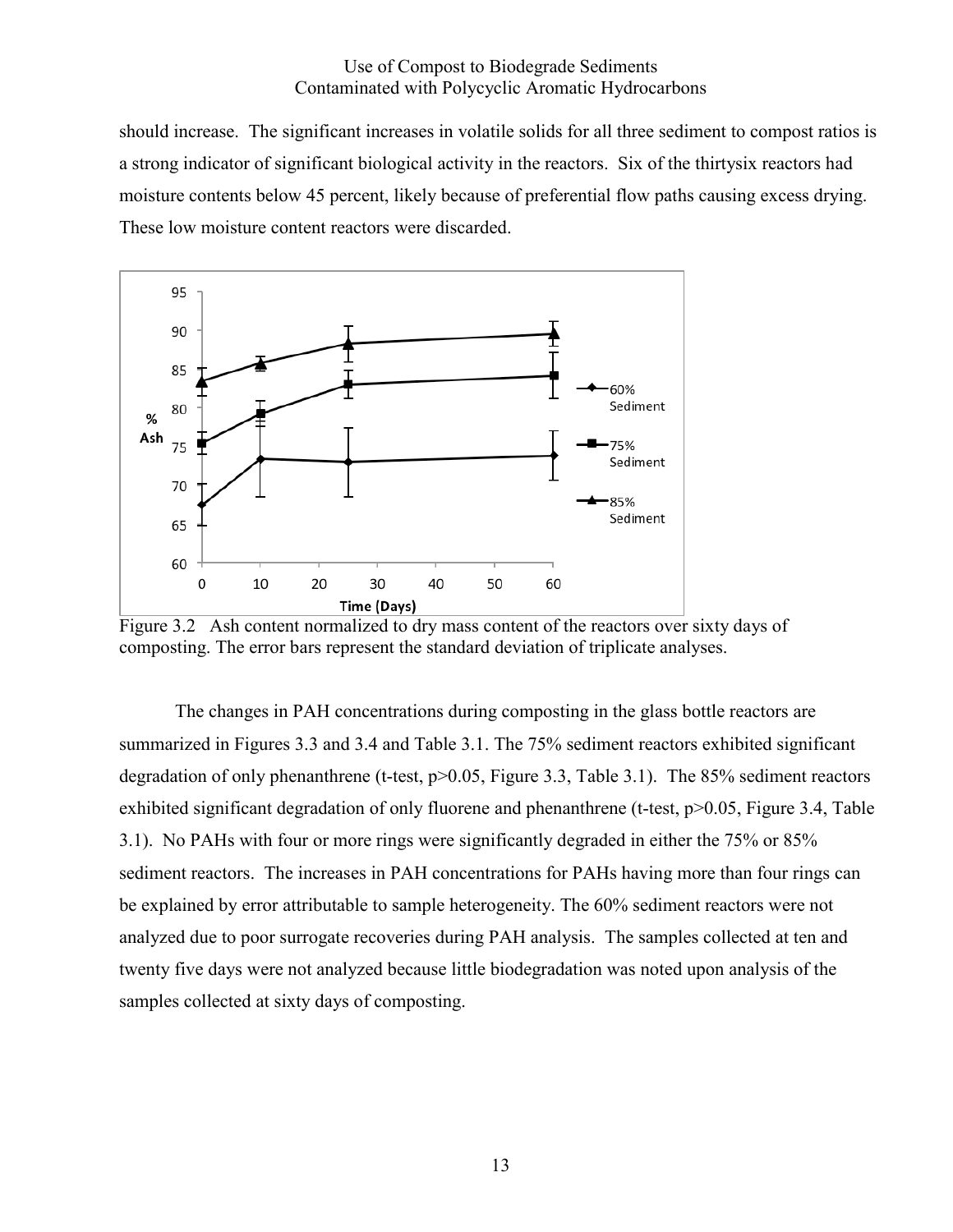should increase. The significant increases in volatile solids for all three sediment to compost ratios is a strong indicator of significant biological activity in the reactors. Six of the thirtysix reactors had moisture contents below 45 percent, likely because of preferential flow paths causing excess drying. These low moisture content reactors were discarded.

Figure 3.2 Ash content normalized to dry mass content of the reactors over sixty days of composting. The error bars represent the standard deviation of triplicate analyses.

The changes in PAH concentrations during composting in the glass bottle reactors are summarized in Figures 3.3 and 3.4 and Table 3.1. The 75% sediment reactors exhibited significant degradation of only phenanthrene (t-test, $p>0.05$, Figure 3.3, Table 3.1). The 85% sediment reactors exhibited significant degradation of only fluorene and phenanthrene (t-test, $p>0.05$, Figure 3.4, Table 3.1). No PAHs with four or more rings were significantly degraded in either the 75% or 85% sediment reactors. The increases in PAH concentrations for PAHs having more than four rings can be explained by error attributable to sample heterogeneity. The 60% sediment reactors were not analyzed due to poor surrogate recoveries during PAH analysis. The samples collected at ten and twenty five days were not analyzed because little biodegradation was noted upon analysis of the samples collected at sixty days of composting.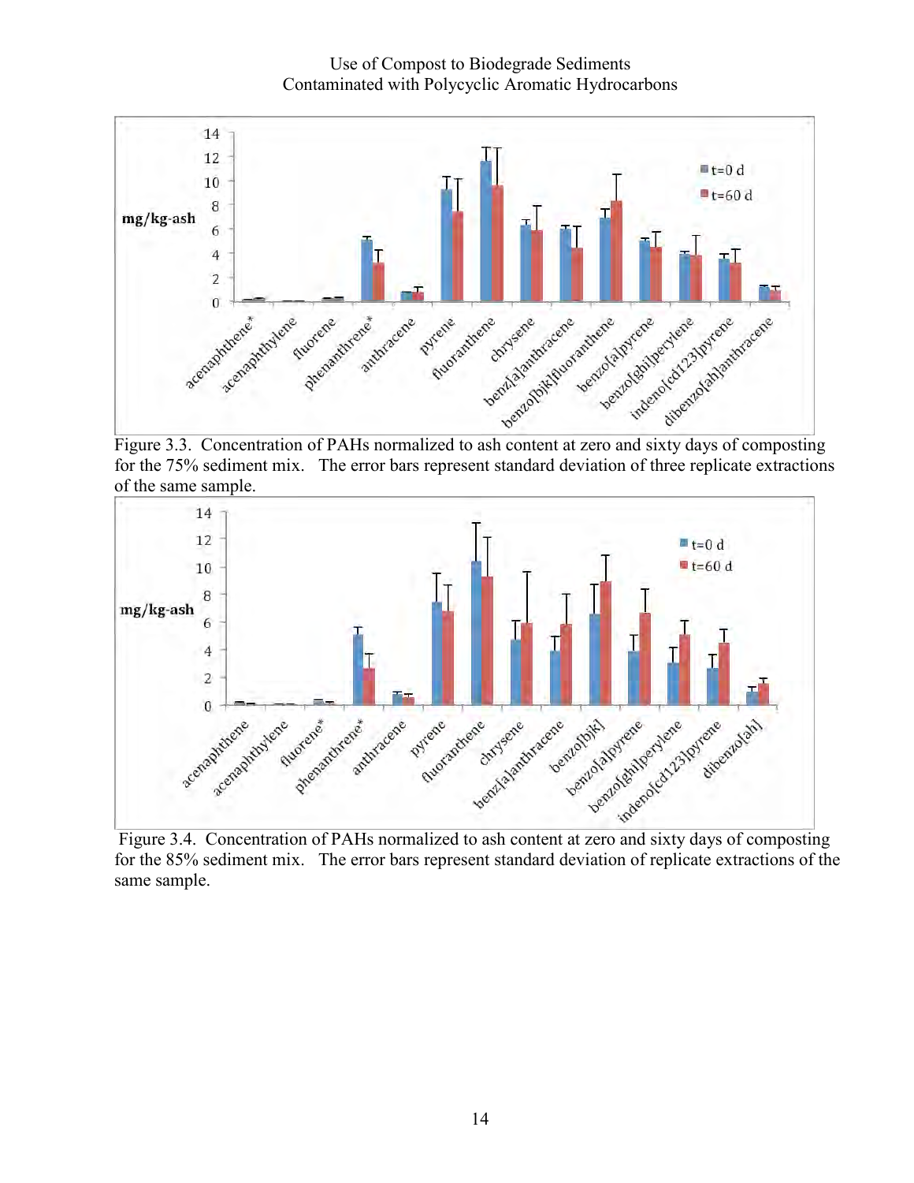Figure 3.3. Concentration of PAHs normalized to ash content at zero and sixty days of composting for the 75% sediment mix. The error bars represent standard deviation of three replicate extractions of the same sample.

Figure 3.4. Concentration of PAHs normalized to ash content at zero and sixty days of composting for the 85% sediment mix. The error bars represent standard deviation of replicate extractions of the same sample.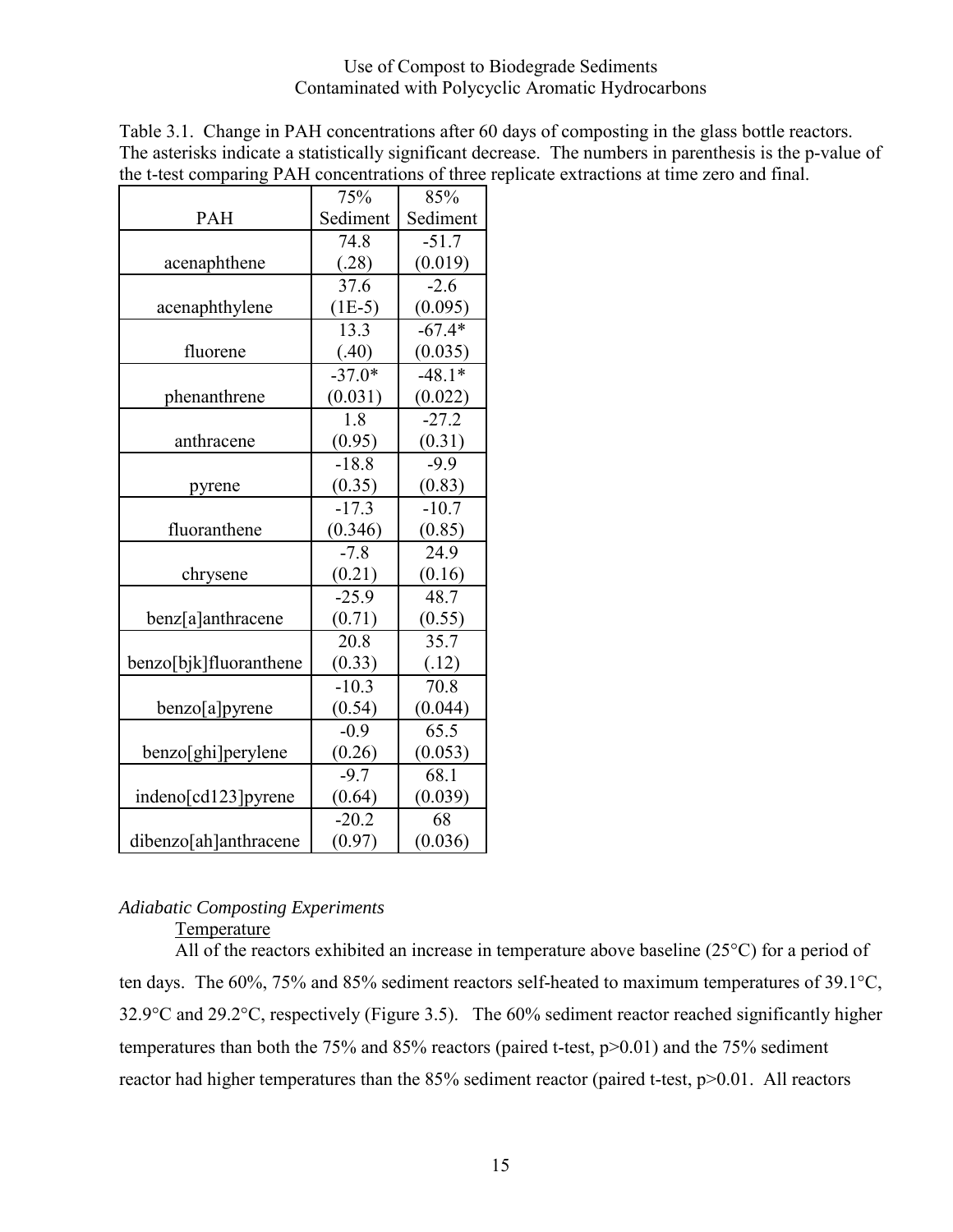Table 3.1. Change in PAH concentrations after 60 days of composting in the glass bottle reactors. The asterisks indicate a statistically significant decrease. The numbers in parenthesis is the p-value of the t-test comparing PAH concentrations of three replicate extractions at time zero and final.

| PAH | 75% Sediment | 85% Sediment |
|---|---|---|
| acenaphthene | 74.8 (.28) | -51.7 (0.019) |
| acenaphthylene | 37.6 (1E-5) | -2.6 (0.095) |
| fluorene | 13.3 (.40) | -67.4* (0.035) |
| phenanthrene | -37.0* (0.031) | -48.1* (0.022) |
| anthracene | 1.8 (0.95) | -27.2 (0.31) |
| pyrene | -18.8 (0.35) | -9.9 (0.83) |
| fluoranthene | -17.3 (0.346) | -10.7 (0.85) |
| chrysene | -7.8 (0.21) | 24.9 (0.16) |
| benz[a]anthracene | -25.9 (0.71) | 48.7 (0.55) |
| benzo[bjk]fluoranthene | 20.8 (0.33) | 35.7 (.12) |
| benzo[a]pyrene | -10.3 (0.54) | 70.8 (0.044) |
| benzo[ghi]perylene | -0.9 (0.26) | 65.5 (0.053) |
| indeno[cd123]pyrene | -9.7 (0.64) | 68.1 (0.039) |
| dibenzo[ah]anthracene | -20.2 (0.97) | 68 (0.036) |

*Adiabatic Composting Experiments*

Temperature

All of the reactors exhibited an increase in temperature above baseline (25°C) for a period of ten days. The 60%, 75% and 85% sediment reactors self-heated to maximum temperatures of 39.1°C, 32.9°C and 29.2°C, respectively (Figure 3.5). The 60% sediment reactor reached significantly higher temperatures than both the 75% and 85% reactors (paired t-test, $p>0.01$) and the 75% sediment reactor had higher temperatures than the 85% sediment reactor (paired t-test, $p>0.01$. All reactors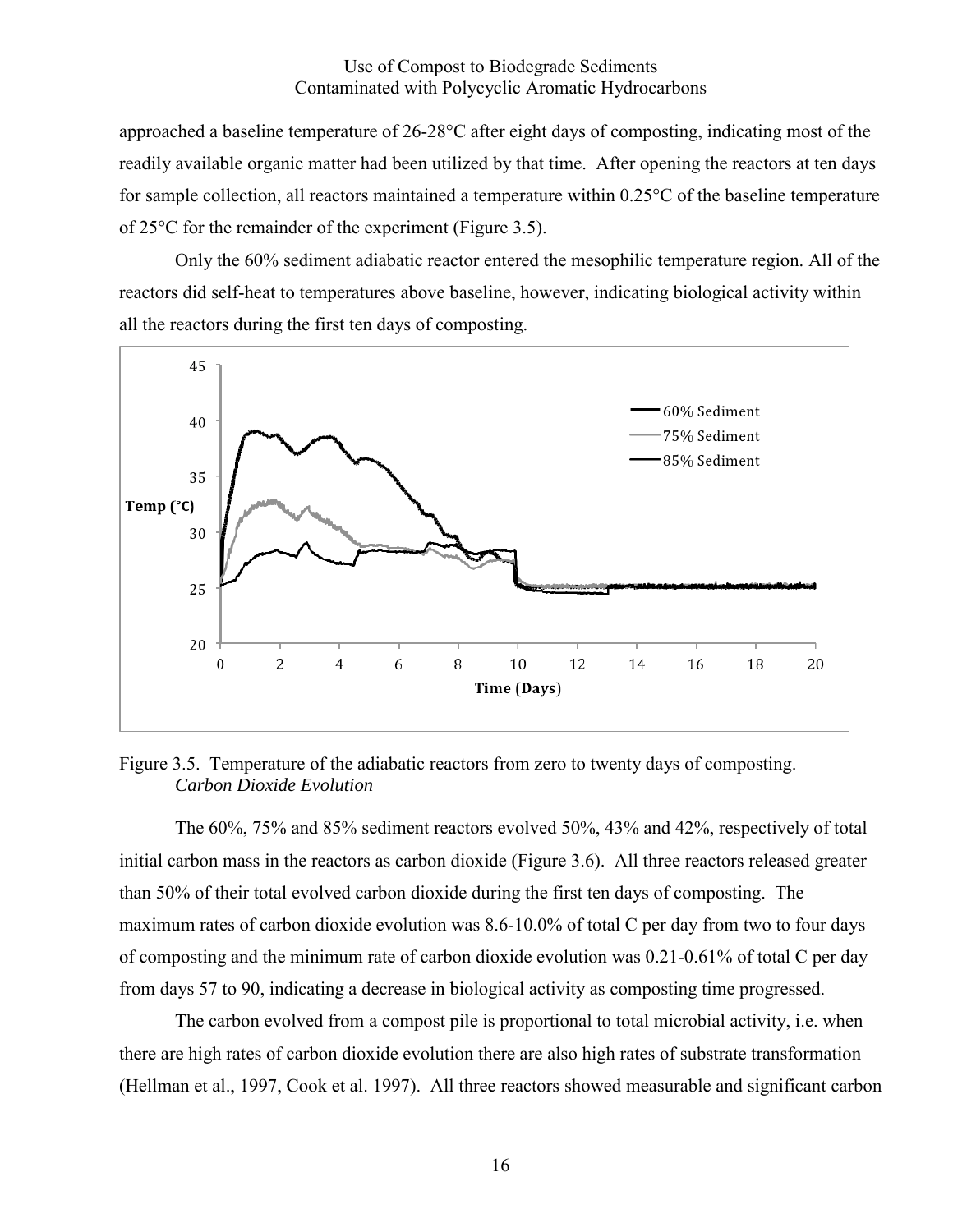approached a baseline temperature of 26-28°C after eight days of composting, indicating most of the readily available organic matter had been utilized by that time. After opening the reactors at ten days for sample collection, all reactors maintained a temperature within 0.25°C of the baseline temperature of 25°C for the remainder of the experiment (Figure 3.5).

Only the 60% sediment adiabatic reactor entered the mesophilic temperature region. All of the reactors did self-heat to temperatures above baseline, however, indicating biological activity within all the reactors during the first ten days of composting.

Figure 3.5. Temperature of the adiabatic reactors from zero to twenty days of composting.

*Carbon Dioxide Evolution*

The 60%, 75% and 85% sediment reactors evolved 50%, 43% and 42%, respectively of total initial carbon mass in the reactors as carbon dioxide (Figure 3.6). All three reactors released greater than 50% of their total evolved carbon dioxide during the first ten days of composting. The maximum rates of carbon dioxide evolution was 8.6-10.0% of total C per day from two to four days of composting and the minimum rate of carbon dioxide evolution was 0.21-0.61% of total C per day from days 57 to 90, indicating a decrease in biological activity as composting time progressed.

The carbon evolved from a compost pile is proportional to total microbial activity, i.e. when there are high rates of carbon dioxide evolution there are also high rates of substrate transformation (Hellman et al., 1997, Cook et al. 1997). All three reactors showed measurable and significant carbon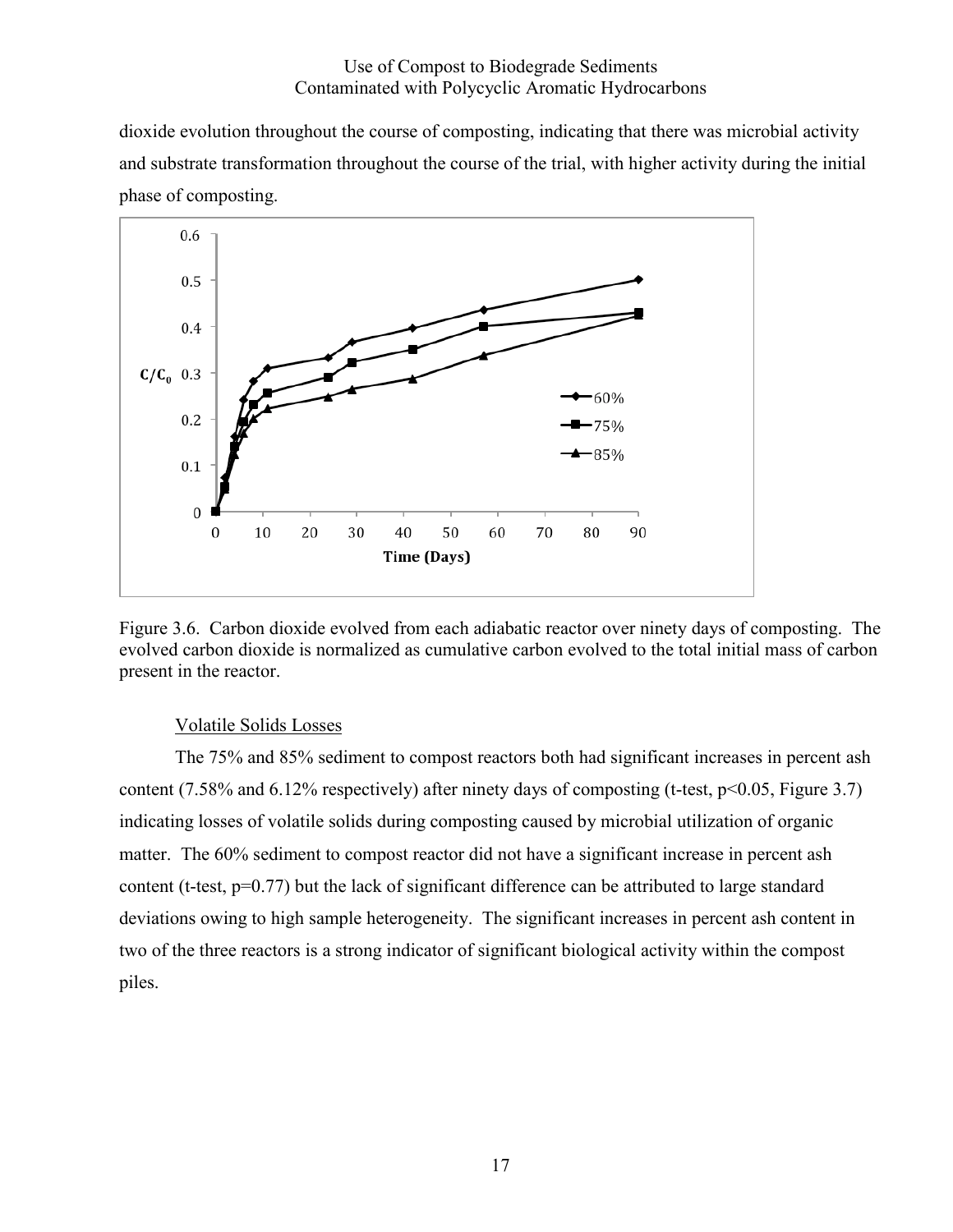dioxide evolution throughout the course of composting, indicating that there was microbial activity and substrate transformation throughout the course of the trial, with higher activity during the initial phase of composting.

Figure 3.6. Carbon dioxide evolved from each adiabatic reactor over ninety days of composting. The evolved carbon dioxide is normalized as cumulative carbon evolved to the total initial mass of carbon present in the reactor.

Volatile Solids Losses

The 75% and 85% sediment to compost reactors both had significant increases in percent ash content (7.58% and 6.12% respectively) after ninety days of composting (t-test, $p<0.05$, Figure 3.7) indicating losses of volatile solids during composting caused by microbial utilization of organic matter. The 60% sediment to compost reactor did not have a significant increase in percent ash content (t-test, $p=0.77$) but the lack of significant difference can be attributed to large standard deviations owing to high sample heterogeneity. The significant increases in percent ash content in two of the three reactors is a strong indicator of significant biological activity within the compost piles.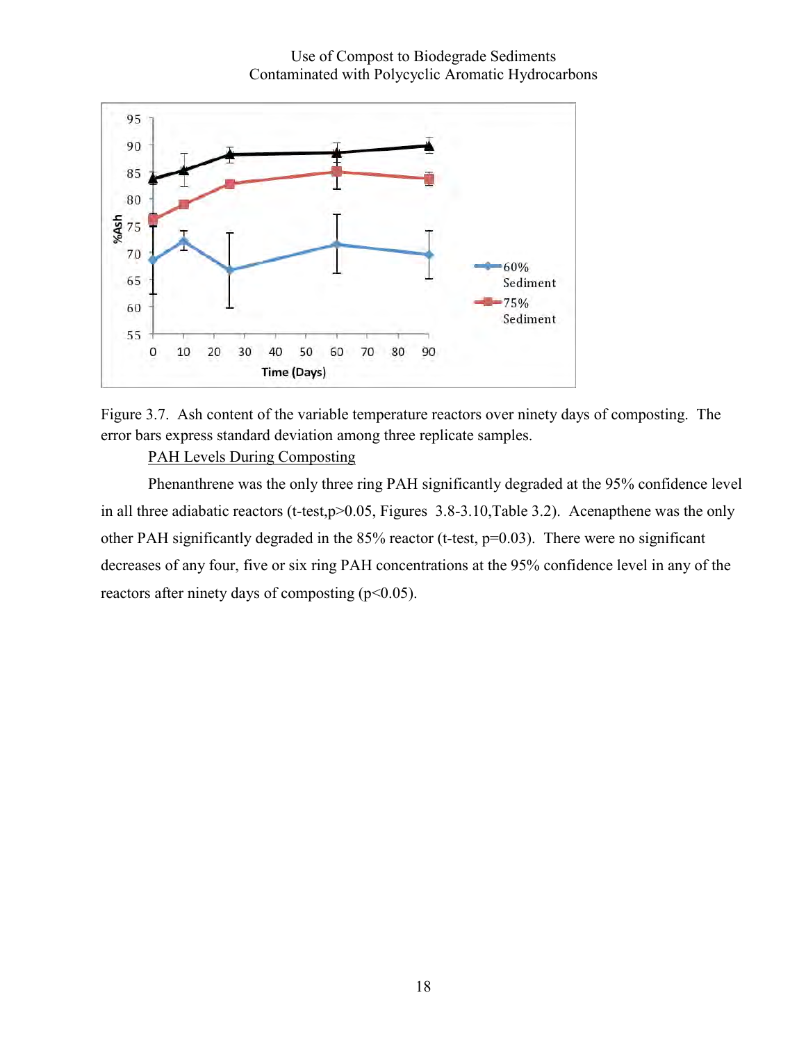Figure 3.7. Ash content of the variable temperature reactors over ninety days of composting. The error bars express standard deviation among three replicate samples.

PAH Levels During Composting

Phenanthrene was the only three ring PAH significantly degraded at the 95% confidence level in all three adiabatic reactors (t-test,$p>0.05$, Figures 3.8-3.10,Table 3.2). Acenapthene was the only other PAH significantly degraded in the 85% reactor (t-test, $p=0.03$). There were no significant decreases of any four, five or six ring PAH concentrations at the 95% confidence level in any of the reactors after ninety days of composting ($p<0.05$).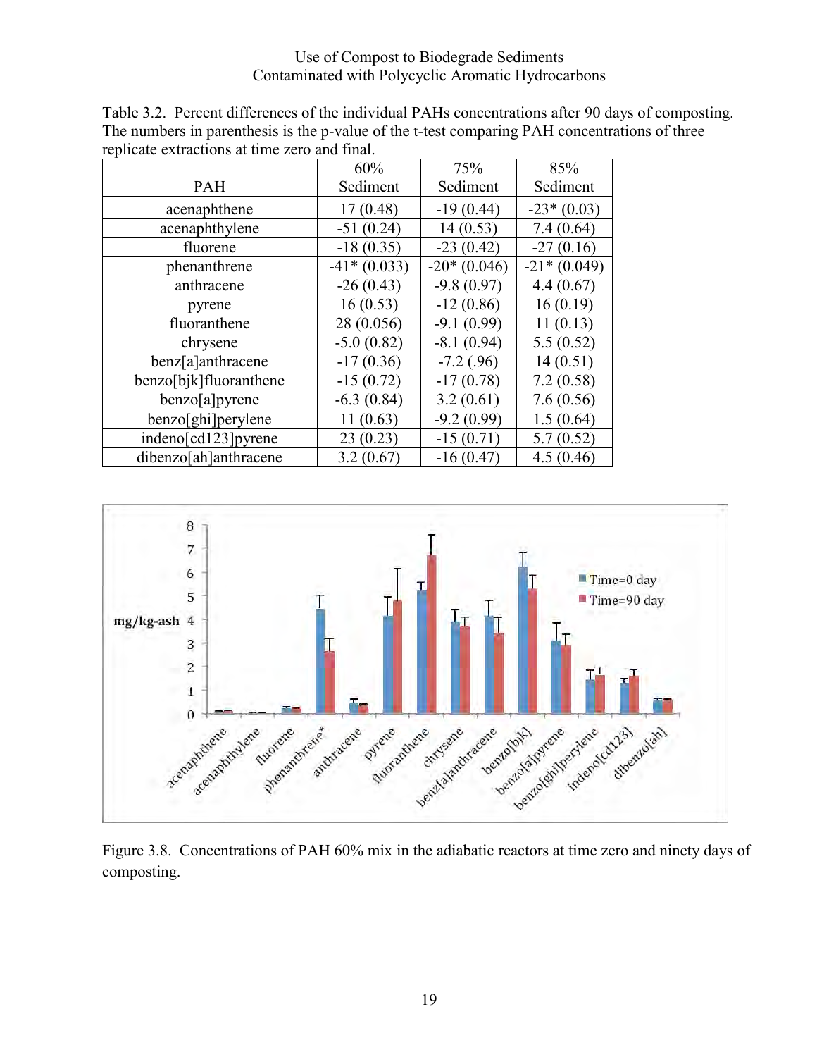Table 3.2. Percent differences of the individual PAHs concentrations after 90 days of composting. The numbers in parenthesis is the p-value of the t-test comparing PAH concentrations of three replicate extractions at time zero and final.

| PAH | 60% Sediment | 75% Sediment | 85% Sediment |
|---|---|---|---|
| acenaphthene | 17 (0.48) | -19 (0.44) | -23* (0.03) |
| acenaphthylene | -51 (0.24) | 14 (0.53) | 7.4 (0.64) |
| fluorene | -18 (0.35) | -23 (0.42) | -27 (0.16) |
| phenanthrene | -41* (0.033) | -20* (0.046) | -21* (0.049) |
| anthracene | -26 (0.43) | -9.8 (0.97) | 4.4 (0.67) |
| pyrene | 16 (0.53) | -12 (0.86) | 16 (0.19) |
| fluoranthene | 28 (0.056) | -9.1 (0.99) | 11 (0.13) |
| chrysene | -5.0 (0.82) | -8.1 (0.94) | 5.5 (0.52) |
| benz[a]anthracene | -17 (0.36) | -7.2 (.96) | 14 (0.51) |
| benzo[bjk]fluoranthene | -15 (0.72) | -17 (0.78) | 7.2 (0.58) |
| benzo[a]pyrene | -6.3 (0.84) | 3.2 (0.61) | 7.6 (0.56) |
| benzo[ghi]perylene | 11 (0.63) | -9.2 (0.99) | 1.5 (0.64) |
| indeno[cd123]pyrene | 23 (0.23) | -15 (0.71) | 5.7 (0.52) |
| dibenzo[ah]anthracene | 3.2 (0.67) | -16 (0.47) | 4.5 (0.46) |

Figure 3.8. Concentrations of PAH 60% mix in the adiabatic reactors at time zero and ninety days of composting.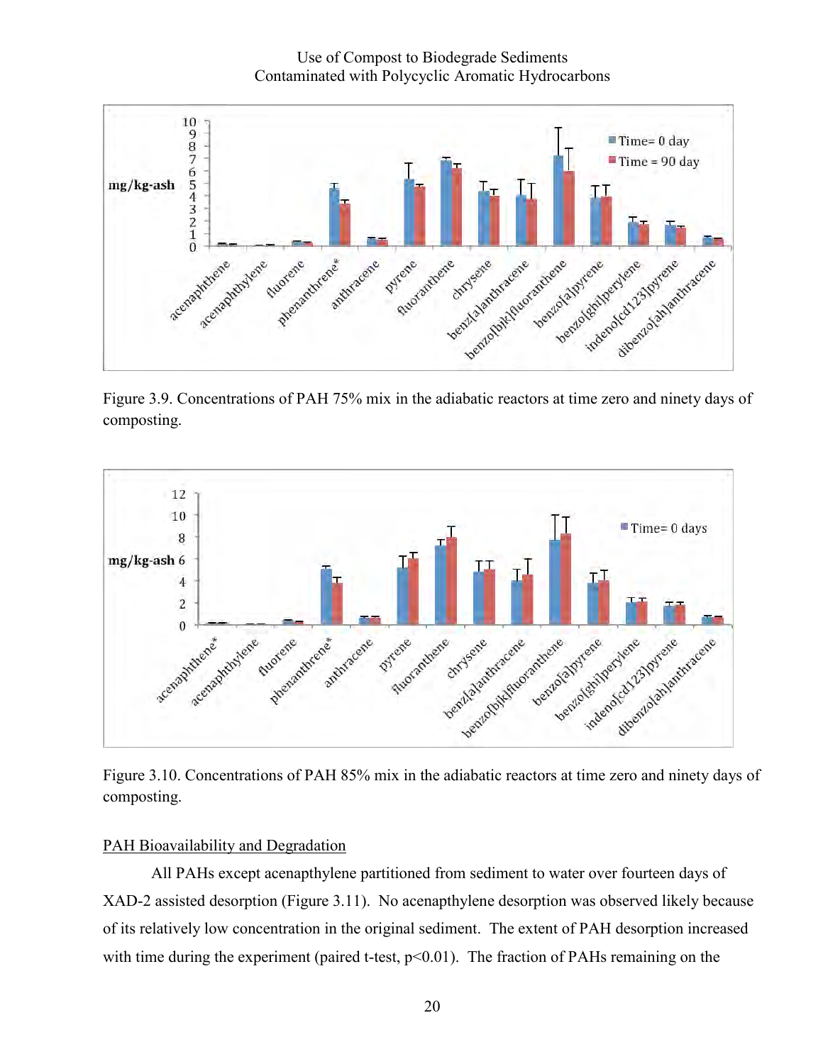Figure 3.9. Concentrations of PAH 75% mix in the adiabatic reactors at time zero and ninety days of composting.

Figure 3.10. Concentrations of PAH 85% mix in the adiabatic reactors at time zero and ninety days of composting.

## PAH Bioavailability and Degradation

All PAHs except acenapthylene partitioned from sediment to water over fourteen days of XAD-2 assisted desorption (Figure 3.11). No acenapthylene desorption was observed likely because of its relatively low concentration in the original sediment. The extent of PAH desorption increased with time during the experiment (paired t-test, $p<0.01$). The fraction of PAHs remaining on the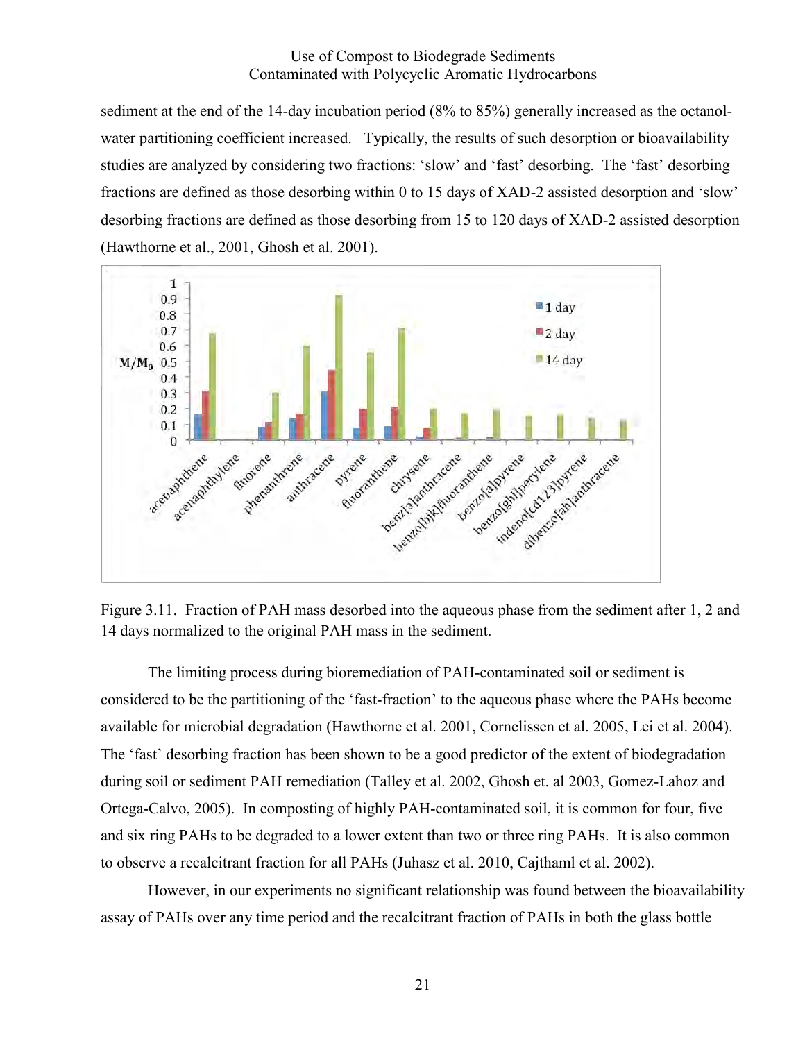sediment at the end of the 14-day incubation period (8% to 85%) generally increased as the octanol-water partitioning coefficient increased. Typically, the results of such desorption or bioavailability studies are analyzed by considering two fractions: 'slow' and 'fast' desorbing. The 'fast' desorbing fractions are defined as those desorbing within 0 to 15 days of XAD-2 assisted desorption and 'slow' desorbing fractions are defined as those desorbing from 15 to 120 days of XAD-2 assisted desorption (Hawthorne et al., 2001, Ghosh et al. 2001).

Figure 3.11. Fraction of PAH mass desorbed into the aqueous phase from the sediment after 1, 2 and 14 days normalized to the original PAH mass in the sediment.

The limiting process during bioremediation of PAH-contaminated soil or sediment is considered to be the partitioning of the 'fast-fraction' to the aqueous phase where the PAHs become available for microbial degradation (Hawthorne et al. 2001, Cornelissen et al. 2005, Lei et al. 2004). The 'fast' desorbing fraction has been shown to be a good predictor of the extent of biodegradation during soil or sediment PAH remediation (Talley et al. 2002, Ghosh et. al 2003, Gomez-Lahoz and Ortega-Calvo, 2005). In composting of highly PAH-contaminated soil, it is common for four, five and six ring PAHs to be degraded to a lower extent than two or three ring PAHs. It is also common to observe a recalcitrant fraction for all PAHs (Juhasz et al. 2010, Cajthaml et al. 2002).

However, in our experiments no significant relationship was found between the bioavailability assay of PAHs over any time period and the recalcitrant fraction of PAHs in both the glass bottle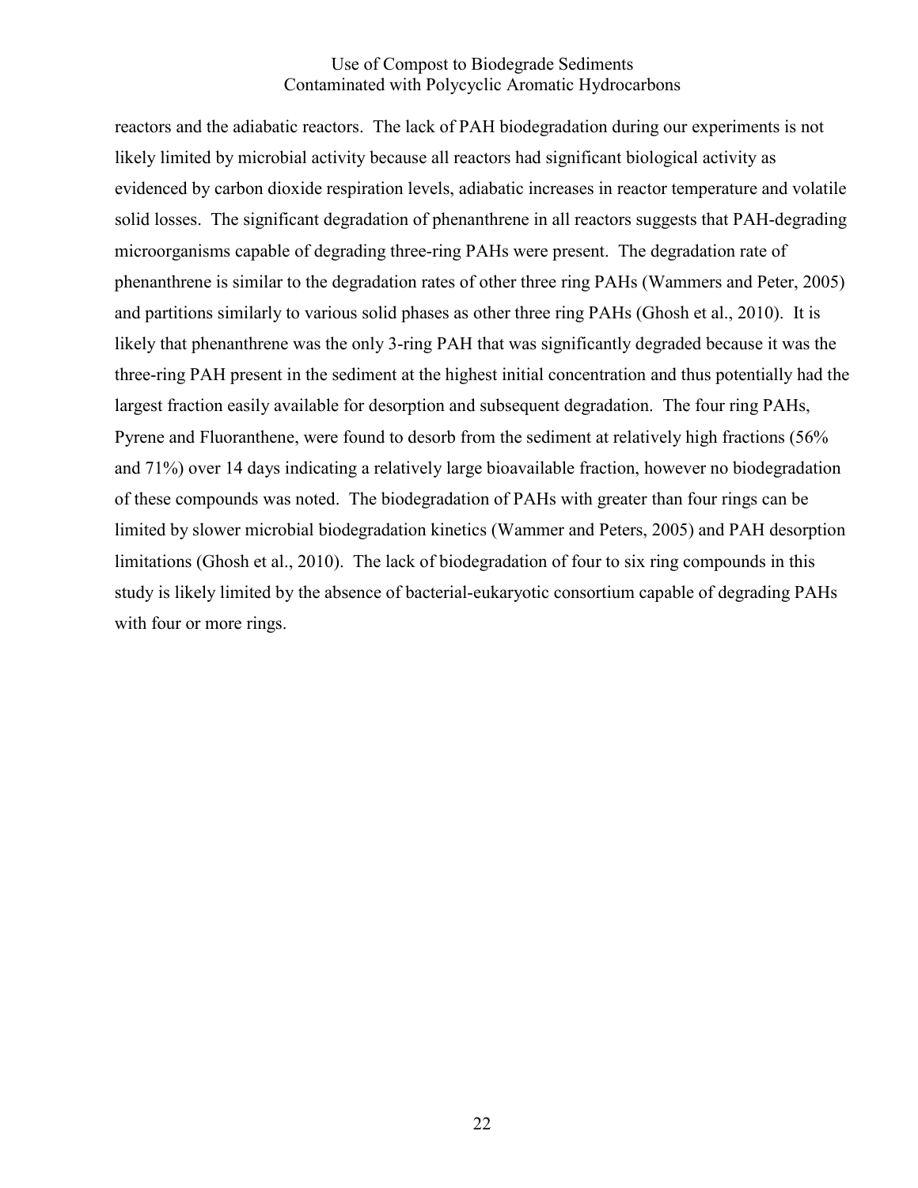reactors and the adiabatic reactors. The lack of PAH biodegradation during our experiments is not likely limited by microbial activity because all reactors had significant biological activity as evidenced by carbon dioxide respiration levels, adiabatic increases in reactor temperature and volatile solid losses. The significant degradation of phenanthrene in all reactors suggests that PAH-degrading microorganisms capable of degrading three-ring PAHs were present. The degradation rate of phenanthrene is similar to the degradation rates of other three ring PAHs (Wammers and Peter, 2005) and partitions similarly to various solid phases as other three ring PAHs (Ghosh et al., 2010). It is likely that phenanthrene was the only 3-ring PAH that was significantly degraded because it was the three-ring PAH present in the sediment at the highest initial concentration and thus potentially had the largest fraction easily available for desorption and subsequent degradation. The four ring PAHs, Pyrene and Fluoranthene, were found to desorb from the sediment at relatively high fractions (56% and 71%) over 14 days indicating a relatively large bioavailable fraction, however no biodegradation of these compounds was noted. The biodegradation of PAHs with greater than four rings can be limited by slower microbial biodegradation kinetics (Wammer and Peters, 2005) and PAH desorption limitations (Ghosh et al., 2010). The lack of biodegradation of four to six ring compounds in this study is likely limited by the absence of bacterial-eukaryotic consortium capable of degrading PAHs with four or more rings.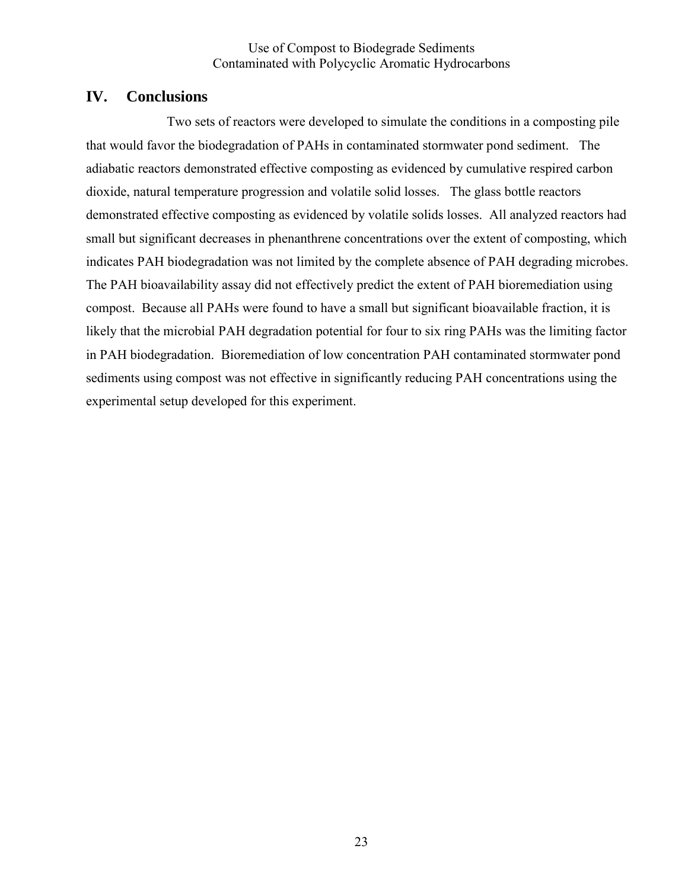## IV. Conclusions

Two sets of reactors were developed to simulate the conditions in a composting pile that would favor the biodegradation of PAHs in contaminated stormwater pond sediment. The adiabatic reactors demonstrated effective composting as evidenced by cumulative respired carbon dioxide, natural temperature progression and volatile solid losses. The glass bottle reactors demonstrated effective composting as evidenced by volatile solids losses. All analyzed reactors had small but significant decreases in phenanthrene concentrations over the extent of composting, which indicates PAH biodegradation was not limited by the complete absence of PAH degrading microbes. The PAH bioavailability assay did not effectively predict the extent of PAH bioremediation using compost. Because all PAHs were found to have a small but significant bioavailable fraction, it is likely that the microbial PAH degradation potential for four to six ring PAHs was the limiting factor in PAH biodegradation. Bioremediation of low concentration PAH contaminated stormwater pond sediments using compost was not effective in significantly reducing PAH concentrations using the experimental setup developed for this experiment.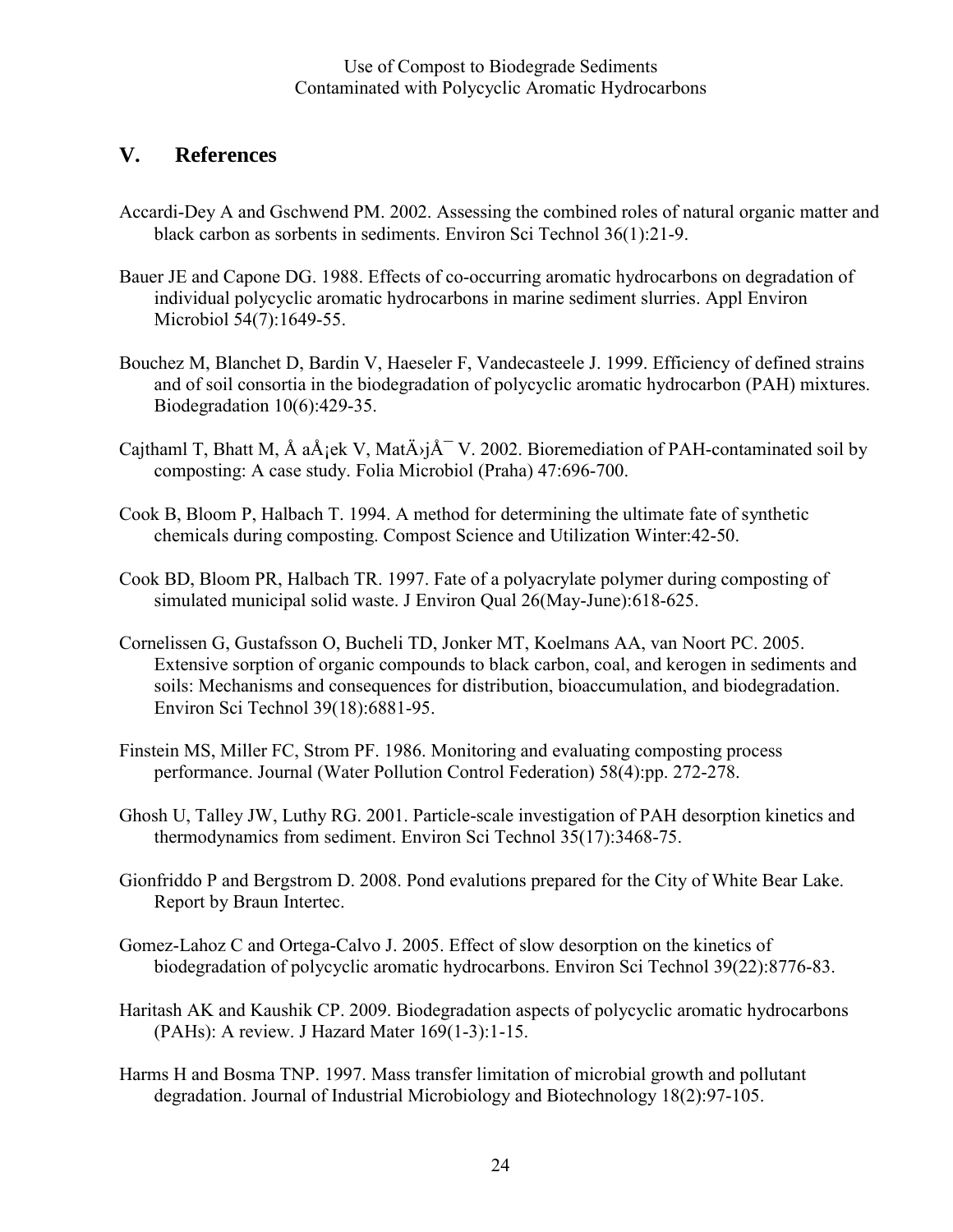## V. References

Accardi-Dey A and Gschwend PM. 2002. Assessing the combined roles of natural organic matter and black carbon as sorbents in sediments. Environ Sci Technol 36(1):21-9.

Bauer JE and Capone DG. 1988. Effects of co-occurring aromatic hydrocarbons on degradation of individual polycyclic aromatic hydrocarbons in marine sediment slurries. Appl Environ Microbiol 54(7):1649-55.

Bouchez M, Blanchet D, Bardin V, Haeseler F, Vandecasteele J. 1999. Efficiency of defined strains and of soil consortia in the biodegradation of polycyclic aromatic hydrocarbon (PAH) mixtures. Biodegradation 10(6):429-35.

Cajthaml T, Bhatt M, Å aÅ¡ek V, MatÄ›jÅ¯ V. 2002. Bioremediation of PAH-contaminated soil by composting: A case study. Folia Microbiol (Praha) 47:696-700.

Cook B, Bloom P, Halbach T. 1994. A method for determining the ultimate fate of synthetic chemicals during composting. Compost Science and Utilization Winter:42-50.

Cook BD, Bloom PR, Halbach TR. 1997. Fate of a polyacrylate polymer during composting of simulated municipal solid waste. J Environ Qual 26(May-June):618-625.

Cornelissen G, Gustafsson O, Bucheli TD, Jonker MT, Koelmans AA, van Noort PC. 2005. Extensive sorption of organic compounds to black carbon, coal, and kerogen in sediments and soils: Mechanisms and consequences for distribution, bioaccumulation, and biodegradation. Environ Sci Technol 39(18):6881-95.

Finstein MS, Miller FC, Strom PF. 1986. Monitoring and evaluating composting process performance. Journal (Water Pollution Control Federation) 58(4):pp. 272-278.

Ghosh U, Talley JW, Luthy RG. 2001. Particle-scale investigation of PAH desorption kinetics and thermodynamics from sediment. Environ Sci Technol 35(17):3468-75.

Gionfriddo P and Bergstrom D. 2008. Pond evalutions prepared for the City of White Bear Lake. Report by Braun Intertec.

Gomez-Lahoz C and Ortega-Calvo J. 2005. Effect of slow desorption on the kinetics of biodegradation of polycyclic aromatic hydrocarbons. Environ Sci Technol 39(22):8776-83.

Haritash AK and Kaushik CP. 2009. Biodegradation aspects of polycyclic aromatic hydrocarbons (PAHs): A review. J Hazard Mater 169(1-3):1-15.

Harms H and Bosma TNP. 1997. Mass transfer limitation of microbial growth and pollutant degradation. Journal of Industrial Microbiology and Biotechnology 18(2):97-105.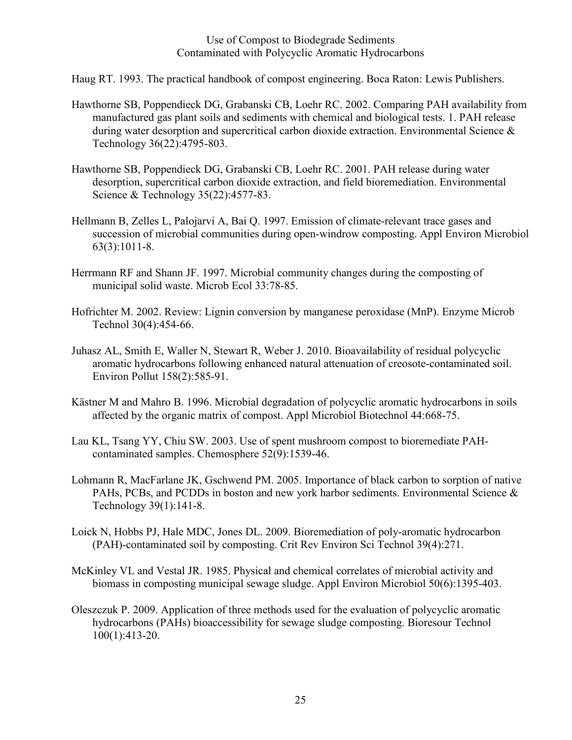Haug RT. 1993. The practical handbook of compost engineering. Boca Raton: Lewis Publishers.

Hawthorne SB, Poppendieck DG, Grabanski CB, Loehr RC. 2002. Comparing PAH availability from manufactured gas plant soils and sediments with chemical and biological tests. 1. PAH release during water desorption and supercritical carbon dioxide extraction. Environmental Science & Technology 36(22):4795-803.

Hawthorne SB, Poppendieck DG, Grabanski CB, Loehr RC. 2001. PAH release during water desorption, supercritical carbon dioxide extraction, and field bioremediation. Environmental Science & Technology 35(22):4577-83.

Hellmann B, Zelles L, Palojarvi A, Bai Q. 1997. Emission of climate-relevant trace gases and succession of microbial communities during open-windrow composting. Appl Environ Microbiol 63(3):1011-8.

Herrmann RF and Shann JF. 1997. Microbial community changes during the composting of municipal solid waste. Microb Ecol 33:78-85.

Hofrichter M. 2002. Review: Lignin conversion by manganese peroxidase (MnP). Enzyme Microb Technol 30(4):454-66.

Juhasz AL, Smith E, Waller N, Stewart R, Weber J. 2010. Bioavailability of residual polycyclic aromatic hydrocarbons following enhanced natural attenuation of creosote-contaminated soil. Environ Pollut 158(2):585-91.

Kästner M and Mahro B. 1996. Microbial degradation of polycyclic aromatic hydrocarbons in soils affected by the organic matrix of compost. Appl Microbiol Biotechnol 44:668-75.

Lau KL, Tsang YY, Chiu SW. 2003. Use of spent mushroom compost to bioremediate PAH-contaminated samples. Chemosphere 52(9):1539-46.

Lohmann R, MacFarlane JK, Gschwend PM. 2005. Importance of black carbon to sorption of native PAHs, PCBs, and PCDDs in boston and new york harbor sediments. Environmental Science & Technology 39(1):141-8.

Loick N, Hobbs PJ, Hale MDC, Jones DL. 2009. Bioremediation of poly-aromatic hydrocarbon (PAH)-contaminated soil by composting. Crit Rev Environ Sci Technol 39(4):271.

McKinley VL and Vestal JR. 1985. Physical and chemical correlates of microbial activity and biomass in composting municipal sewage sludge. Appl Environ Microbiol 50(6):1395-403.

Oleszczuk P. 2009. Application of three methods used for the evaluation of polycyclic aromatic hydrocarbons (PAHs) bioaccessibility for sewage sludge composting. Bioresour Technol 100(1):413-20.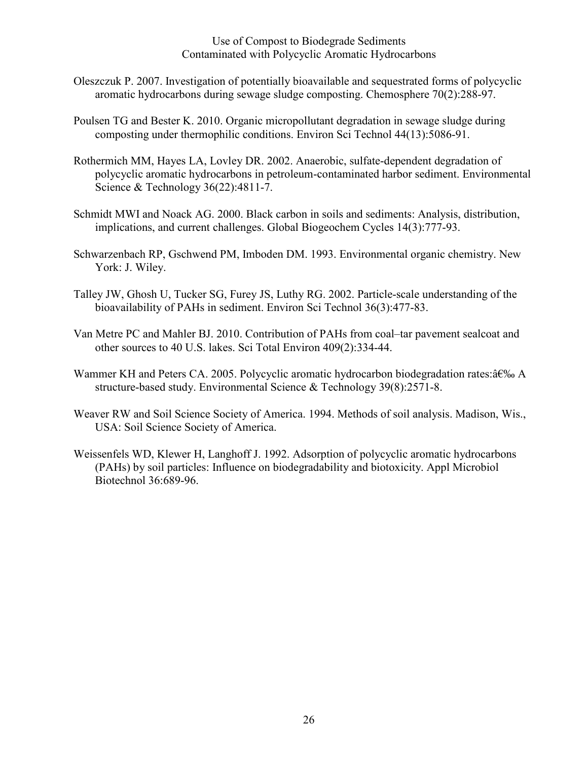Oleszczuk P. 2007. Investigation of potentially bioavailable and sequestrated forms of polycyclic aromatic hydrocarbons during sewage sludge composting. Chemosphere 70(2):288-97.

Poulsen TG and Bester K. 2010. Organic micropollutant degradation in sewage sludge during composting under thermophilic conditions. Environ Sci Technol 44(13):5086-91.

Rothermich MM, Hayes LA, Lovley DR. 2002. Anaerobic, sulfate-dependent degradation of polycyclic aromatic hydrocarbons in petroleum-contaminated harbor sediment. Environmental Science & Technology 36(22):4811-7.

Schmidt MWI and Noack AG. 2000. Black carbon in soils and sediments: Analysis, distribution, implications, and current challenges. Global Biogeochem Cycles 14(3):777-93.

Schwarzenbach RP, Gschwend PM, Imboden DM. 1993. Environmental organic chemistry. New York: J. Wiley.

Talley JW, Ghosh U, Tucker SG, Furey JS, Luthy RG. 2002. Particle-scale understanding of the bioavailability of PAHs in sediment. Environ Sci Technol 36(3):477-83.

Van Metre PC and Mahler BJ. 2010. Contribution of PAHs from coal–tar pavement sealcoat and other sources to 40 U.S. lakes. Sci Total Environ 409(2):334-44.

Wammer KH and Peters CA. 2005. Polycyclic aromatic hydrocarbon biodegradation rates:â€‰ A structure-based study. Environmental Science & Technology 39(8):2571-8.

Weaver RW and Soil Science Society of America. 1994. Methods of soil analysis. Madison, Wis., USA: Soil Science Society of America.

Weissenfels WD, Klewer H, Langhoff J. 1992. Adsorption of polycyclic aromatic hydrocarbons (PAHs) by soil particles: Influence on biodegradability and biotoxicity. Appl Microbiol Biotechnol 36:689-96.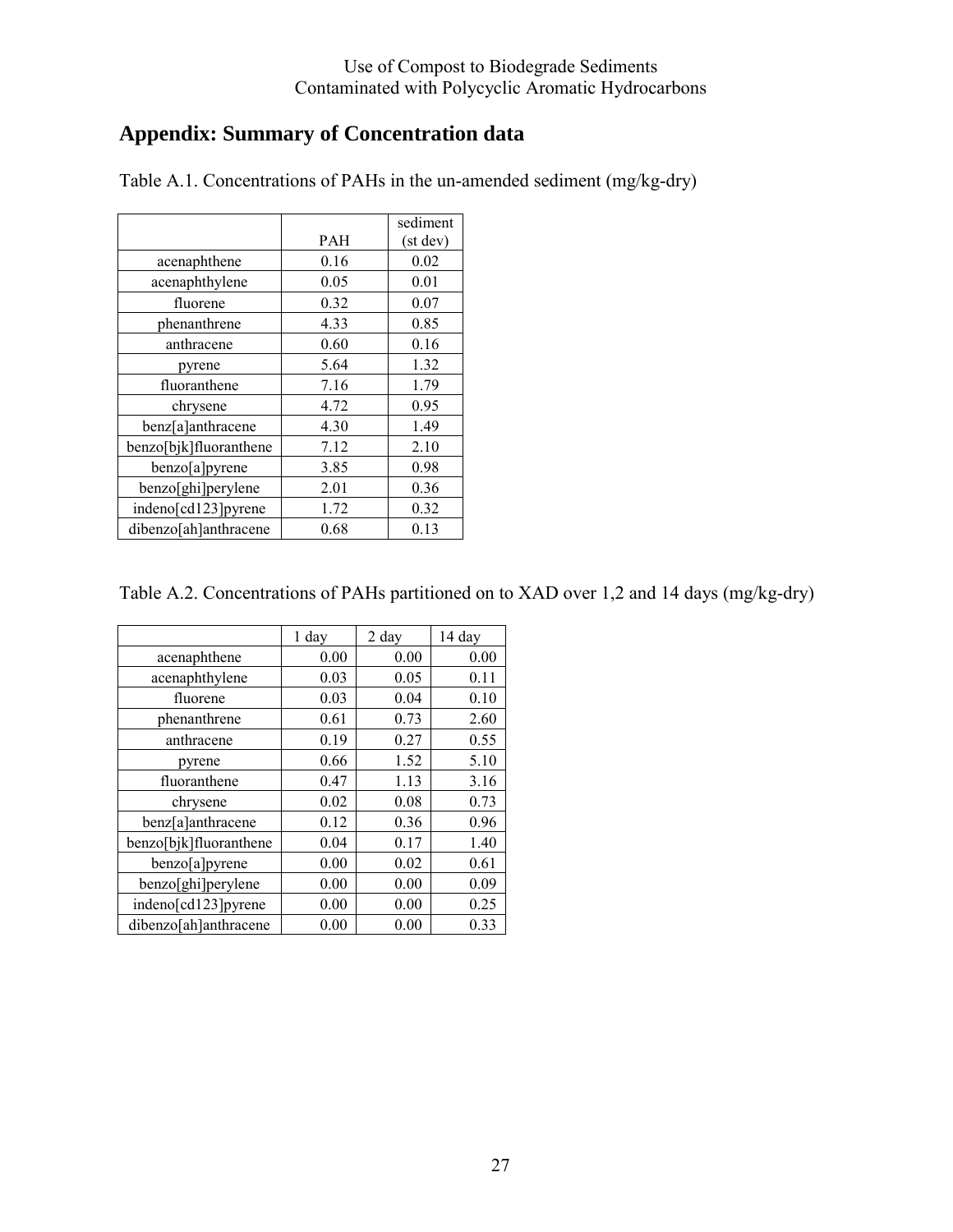## Appendix: Summary of Concentration data

Table A.1. Concentrations of PAHs in the un-amended sediment (mg/kg-dry)

| | PAH | sediment (st dev) |
|---|---|---|
| acenaphthene | 0.16 | 0.02 |
| acenaphthylene | 0.05 | 0.01 |
| fluorene | 0.32 | 0.07 |
| phenanthrene | 4.33 | 0.85 |
| anthracene | 0.60 | 0.16 |
| pyrene | 5.64 | 1.32 |
| fluoranthene | 7.16 | 1.79 |
| chrysene | 4.72 | 0.95 |
| benz[a]anthracene | 4.30 | 1.49 |
| benzo[bjk]fluoranthene | 7.12 | 2.10 |
| benzo[a]pyrene | 3.85 | 0.98 |
| benzo[ghi]perylene | 2.01 | 0.36 |
| indeno[cd123]pyrene | 1.72 | 0.32 |
| dibenzo[ah]anthracene | 0.68 | 0.13 |

Table A.2. Concentrations of PAHs partitioned on to XAD over 1,2 and 14 days (mg/kg-dry)

| | 1 day | 2 day | 14 day |
|---|---|---|---|
| acenaphthene | 0.00 | 0.00 | 0.00 |
| acenaphthylene | 0.03 | 0.05 | 0.11 |
| fluorene | 0.03 | 0.04 | 0.10 |
| phenanthrene | 0.61 | 0.73 | 2.60 |
| anthracene | 0.19 | 0.27 | 0.55 |
| pyrene | 0.66 | 1.52 | 5.10 |
| fluoranthene | 0.47 | 1.13 | 3.16 |
| chrysene | 0.02 | 0.08 | 0.73 |
| benz[a]anthracene | 0.12 | 0.36 | 0.96 |
| benzo[bjk]fluoranthene | 0.04 | 0.17 | 1.40 |
| benzo[a]pyrene | 0.00 | 0.02 | 0.61 |
| benzo[ghi]perylene | 0.00 | 0.00 | 0.09 |
| indeno[cd123]pyrene | 0.00 | 0.00 | 0.25 |
| dibenzo[ah]anthracene | 0.00 | 0.00 | 0.33 |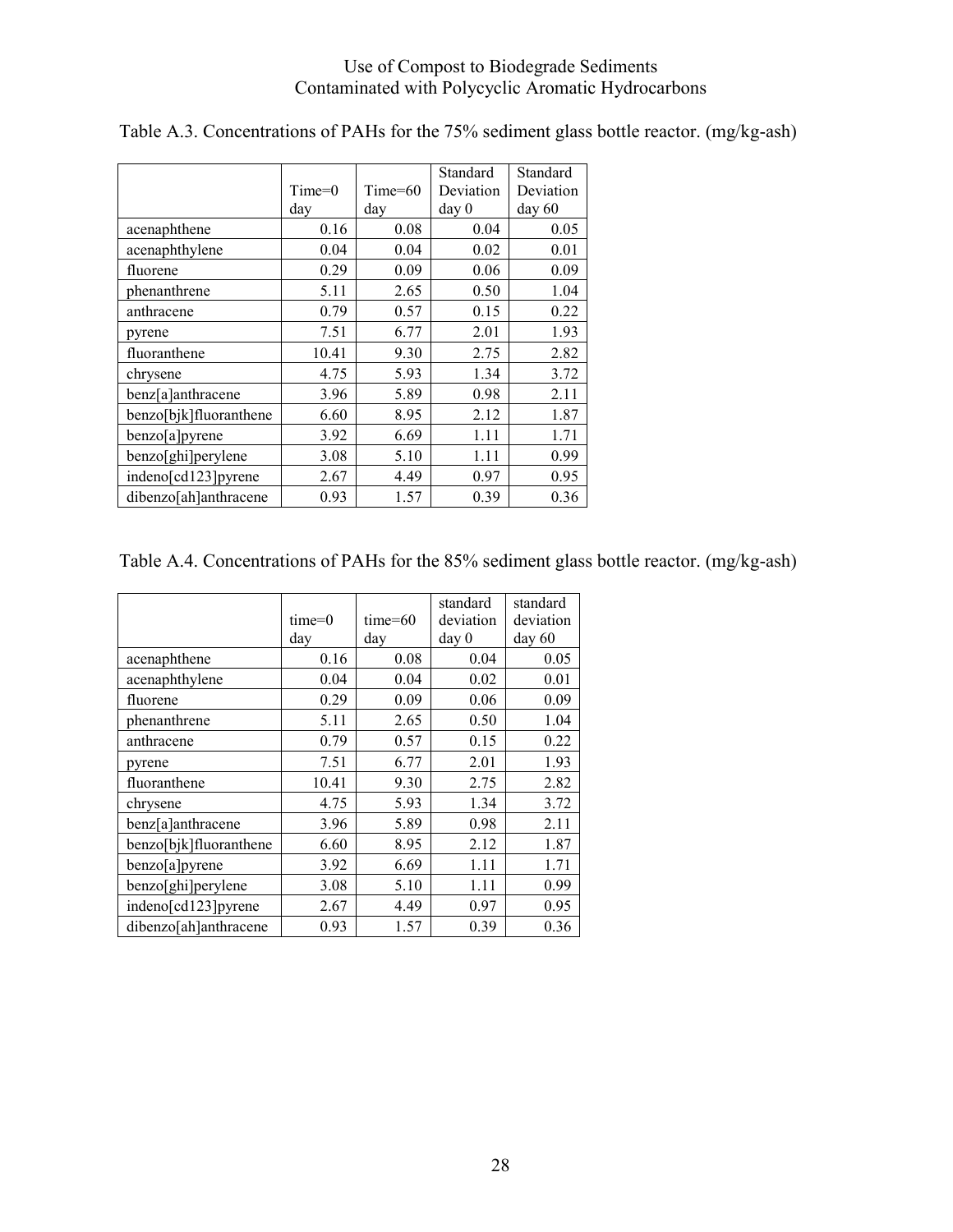Table A.3. Concentrations of PAHs for the 75% sediment glass bottle reactor. (mg/kg-ash)

| | Time=0 day | Time=60 day | Standard Deviation day 0 | Standard Deviation day 60 |
|---|---|---|---|---|
| acenaphthene | 0.16 | 0.08 | 0.04 | 0.05 |
| acenaphthylene | 0.04 | 0.04 | 0.02 | 0.01 |
| fluorene | 0.29 | 0.09 | 0.06 | 0.09 |
| phenanthrene | 5.11 | 2.65 | 0.50 | 1.04 |
| anthracene | 0.79 | 0.57 | 0.15 | 0.22 |
| pyrene | 7.51 | 6.77 | 2.01 | 1.93 |
| fluoranthene | 10.41 | 9.30 | 2.75 | 2.82 |
| chrysene | 4.75 | 5.93 | 1.34 | 3.72 |
| benz[a]anthracene | 3.96 | 5.89 | 0.98 | 2.11 |
| benzo[bjk]fluoranthene | 6.60 | 8.95 | 2.12 | 1.87 |
| benzo[a]pyrene | 3.92 | 6.69 | 1.11 | 1.71 |
| benzo[ghi]perylene | 3.08 | 5.10 | 1.11 | 0.99 |
| indeno[cd123]pyrene | 2.67 | 4.49 | 0.97 | 0.95 |
| dibenzo[ah]anthracene | 0.93 | 1.57 | 0.39 | 0.36 |

Table A.4. Concentrations of PAHs for the 85% sediment glass bottle reactor. (mg/kg-ash)

| | time=0 day | time=60 day | standard deviation day 0 | standard deviation day 60 |
|---|---|---|---|---|
| acenaphthene | 0.16 | 0.08 | 0.04 | 0.05 |
| acenaphthylene | 0.04 | 0.04 | 0.02 | 0.01 |
| fluorene | 0.29 | 0.09 | 0.06 | 0.09 |
| phenanthrene | 5.11 | 2.65 | 0.50 | 1.04 |
| anthracene | 0.79 | 0.57 | 0.15 | 0.22 |
| pyrene | 7.51 | 6.77 | 2.01 | 1.93 |
| fluoranthene | 10.41 | 9.30 | 2.75 | 2.82 |
| chrysene | 4.75 | 5.93 | 1.34 | 3.72 |
| benz[a]anthracene | 3.96 | 5.89 | 0.98 | 2.11 |
| benzo[bjk]fluoranthene | 6.60 | 8.95 | 2.12 | 1.87 |
| benzo[a]pyrene | 3.92 | 6.69 | 1.11 | 1.71 |
| benzo[ghi]perylene | 3.08 | 5.10 | 1.11 | 0.99 |
| indeno[cd123]pyrene | 2.67 | 4.49 | 0.97 | 0.95 |
| dibenzo[ah]anthracene | 0.93 | 1.57 | 0.39 | 0.36 |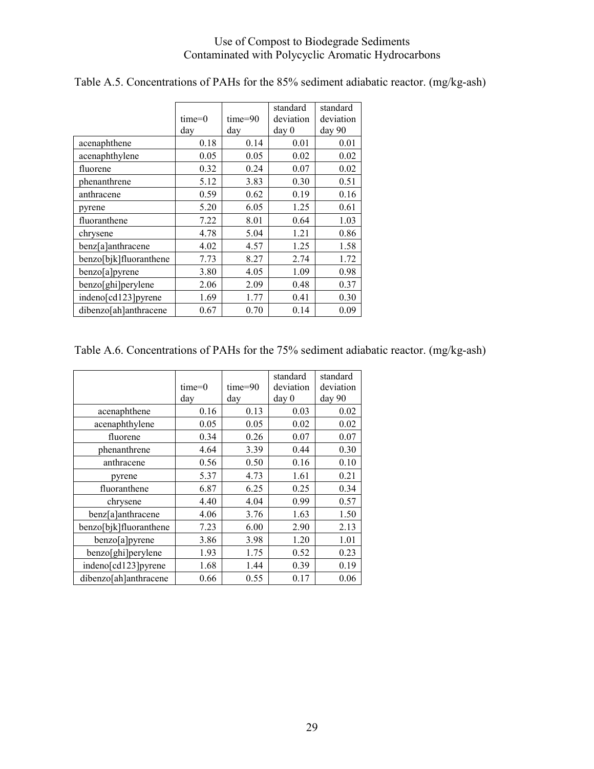Table A.5. Concentrations of PAHs for the 85% sediment adiabatic reactor. (mg/kg-ash)

| | time=0 day | time=90 day | standard deviation day 0 | standard deviation day 90 |
|---|---|---|---|---|
| acenaphthene | 0.18 | 0.14 | 0.01 | 0.01 |
| acenaphthylene | 0.05 | 0.05 | 0.02 | 0.02 |
| fluorene | 0.32 | 0.24 | 0.07 | 0.02 |
| phenanthrene | 5.12 | 3.83 | 0.30 | 0.51 |
| anthracene | 0.59 | 0.62 | 0.19 | 0.16 |
| pyrene | 5.20 | 6.05 | 1.25 | 0.61 |
| fluoranthene | 7.22 | 8.01 | 0.64 | 1.03 |
| chrysene | 4.78 | 5.04 | 1.21 | 0.86 |
| benz[a]anthracene | 4.02 | 4.57 | 1.25 | 1.58 |
| benzo[bjk]fluoranthene | 7.73 | 8.27 | 2.74 | 1.72 |
| benzo[a]pyrene | 3.80 | 4.05 | 1.09 | 0.98 |
| benzo[ghi]perylene | 2.06 | 2.09 | 0.48 | 0.37 |
| indeno[cd123]pyrene | 1.69 | 1.77 | 0.41 | 0.30 |
| dibenzo[ah]anthracene | 0.67 | 0.70 | 0.14 | 0.09 |

Table A.6. Concentrations of PAHs for the 75% sediment adiabatic reactor. (mg/kg-ash)

| | time=0 day | time=90 day | standard deviation day 0 | standard deviation day 90 |
|---|---|---|---|---|
| acenaphthene | 0.16 | 0.13 | 0.03 | 0.02 |
| acenaphthylene | 0.05 | 0.05 | 0.02 | 0.02 |
| fluorene | 0.34 | 0.26 | 0.07 | 0.07 |
| phenanthrene | 4.64 | 3.39 | 0.44 | 0.30 |
| anthracene | 0.56 | 0.50 | 0.16 | 0.10 |
| pyrene | 5.37 | 4.73 | 1.61 | 0.21 |
| fluoranthene | 6.87 | 6.25 | 0.25 | 0.34 |
| chrysene | 4.40 | 4.04 | 0.99 | 0.57 |
| benz[a]anthracene | 4.06 | 3.76 | 1.63 | 1.50 |
| benzo[bjk]fluoranthene | 7.23 | 6.00 | 2.90 | 2.13 |
| benzo[a]pyrene | 3.86 | 3.98 | 1.20 | 1.01 |
| benzo[ghi]perylene | 1.93 | 1.75 | 0.52 | 0.23 |
| indeno[cd123]pyrene | 1.68 | 1.44 | 0.39 | 0.19 |
| dibenzo[ah]anthracene | 0.66 | 0.55 | 0.17 | 0.06 |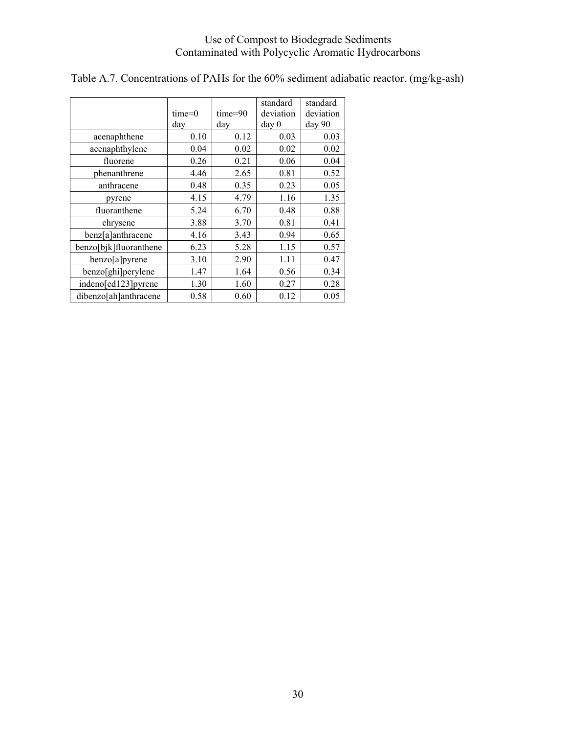Table A.7. Concentrations of PAHs for the 60% sediment adiabatic reactor. (mg/kg-ash)

| | time=0 day | time=90 day | standard deviation day 0 | standard deviation day 90 |
|---|---|---|---|---|
| acenaphthene | 0.10 | 0.12 | 0.03 | 0.03 |
| acenaphthylene | 0.04 | 0.02 | 0.02 | 0.02 |
| fluorene | 0.26 | 0.21 | 0.06 | 0.04 |
| phenanthrene | 4.46 | 2.65 | 0.81 | 0.52 |
| anthracene | 0.48 | 0.35 | 0.23 | 0.05 |
| pyrene | 4.15 | 4.79 | 1.16 | 1.35 |
| fluoranthene | 5.24 | 6.70 | 0.48 | 0.88 |
| chrysene | 3.88 | 3.70 | 0.81 | 0.41 |
| benz[a]anthracene | 4.16 | 3.43 | 0.94 | 0.65 |
| benzo[bjk]fluoranthene | 6.23 | 5.28 | 1.15 | 0.57 |
| benzo[a]pyrene | 3.10 | 2.90 | 1.11 | 0.47 |
| benzo[ghi]perylene | 1.47 | 1.64 | 0.56 | 0.34 |
| indeno[cd123]pyrene | 1.30 | 1.60 | 0.27 | 0.28 |
| dibenzo[ah]anthracene | 0.58 | 0.60 | 0.12 | 0.05 |